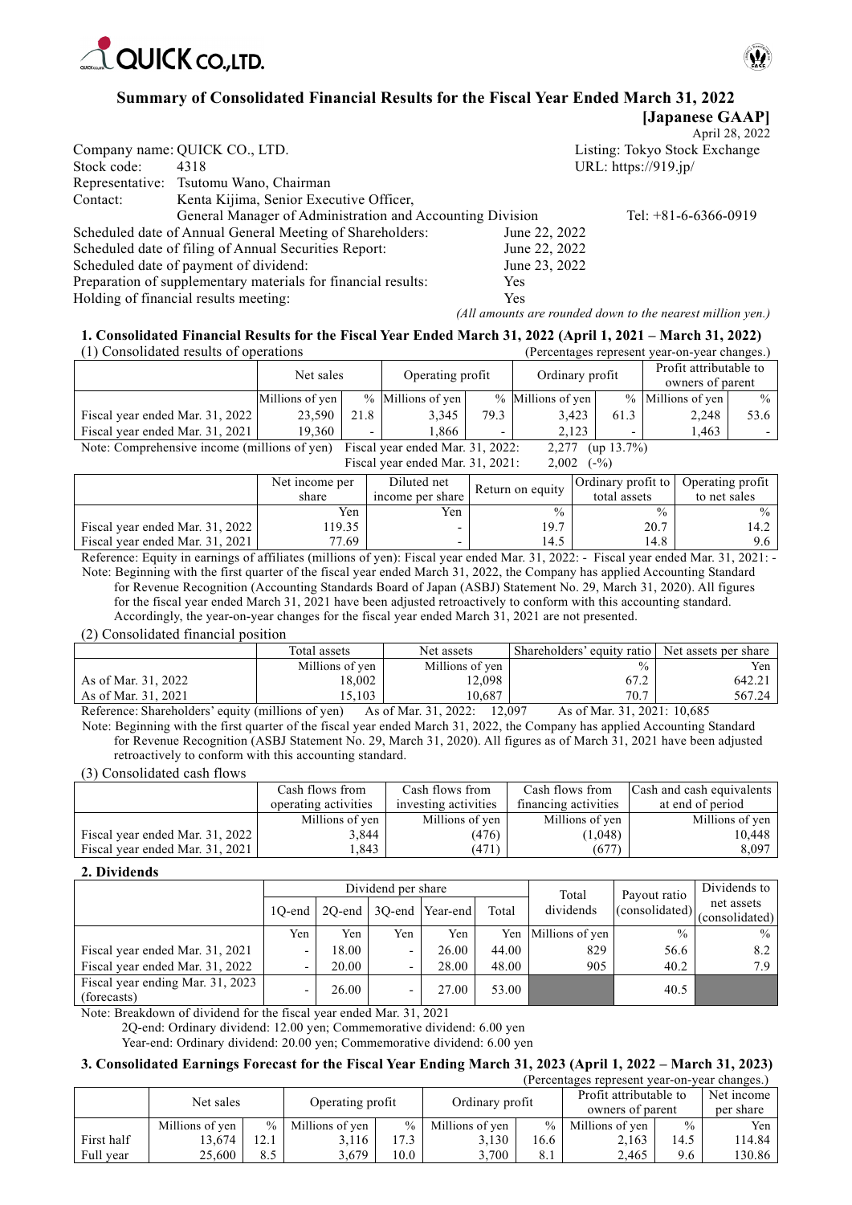# Summary of Consolidated Financial Results for the Fiscal Year Ended March 31, 2022

**[Japanese GAAP]**

April 28, 2022

Company name: QUICK CO., LTD. Listing: Tokyo Stock Exchange
Stock code: 4318 URL: https://919.jp/
Representative: Tsutomu Wano, Chairman
Contact: Kenta Kijima, Senior Executive Officer, General Manager of Administration and Accounting Division Tel: +81-6-6366-0919

Scheduled date of Annual General Meeting of Shareholders: June 22, 2022
Scheduled date of filing of Annual Securities Report: June 22, 2022
Scheduled date of payment of dividend: June 23, 2022
Preparation of supplementary materials for financial results: Yes
Holding of financial results meeting: Yes

*(All amounts are rounded down to the nearest million yen.)*

## 1. Consolidated Financial Results for the Fiscal Year Ended March 31, 2022 (April 1, 2021 – March 31, 2022)

(1) Consolidated results of operations (Percentages represent year-on-year changes.)

| | Net sales | | Operating profit | | Ordinary profit | | Profit attributable to owners of parent | |
|---|---|---|---|---|---|---|---|---|
| | Millions of yen | % | Millions of yen | % | Millions of yen | % | Millions of yen | % |
| Fiscal year ended Mar. 31, 2022 | 23,590 | 21.8 | 3,345 | 79.3 | 3,423 | 61.3 | 2,248 | 53.6 |
| Fiscal year ended Mar. 31, 2021 | 19,360 | - | 1,866 | - | 2,123 | - | 1,463 | - |

Note: Comprehensive income (millions of yen) Fiscal year ended Mar. 31, 2022: 2,277 (up 13.7%)
Fiscal year ended Mar. 31, 2021: 2,002 (-%)

| | Net income per share | Diluted net income per share | Return on equity | Ordinary profit to total assets | Operating profit to net sales |
|---|---|---|---|---|---|
| | Yen | Yen | % | % | % |
| Fiscal year ended Mar. 31, 2022 | 119.35 | - | 19.7 | 20.7 | 14.2 |
| Fiscal year ended Mar. 31, 2021 | 77.69 | - | 14.5 | 14.8 | 9.6 |

Reference: Equity in earnings of affiliates (millions of yen): Fiscal year ended Mar. 31, 2022: - Fiscal year ended Mar. 31, 2021: -

Note: Beginning with the first quarter of the fiscal year ended March 31, 2022, the Company has applied Accounting Standard for Revenue Recognition (Accounting Standards Board of Japan (ASBJ) Statement No. 29, March 31, 2020). All figures for the fiscal year ended March 31, 2021 have been adjusted retroactively to conform with this accounting standard. Accordingly, the year-on-year changes for the fiscal year ended March 31, 2021 are not presented.

(2) Consolidated financial position

| | Total assets | Net assets | Shareholders' equity ratio | Net assets per share |
|---|---|---|---|---|
| | Millions of yen | Millions of yen | % | Yen |
| As of Mar. 31, 2022 | 18,002 | 12,098 | 67.2 | 642.21 |
| As of Mar. 31, 2021 | 15,103 | 10,687 | 70.7 | 567.24 |

Reference: Shareholders' equity (millions of yen) As of Mar. 31, 2022: 12,097 As of Mar. 31, 2021: 10,685

Note: Beginning with the first quarter of the fiscal year ended March 31, 2022, the Company has applied Accounting Standard for Revenue Recognition (ASBJ Statement No. 29, March 31, 2020). All figures as of March 31, 2021 have been adjusted retroactively to conform with this accounting standard.

(3) Consolidated cash flows

| | Cash flows from operating activities | Cash flows from investing activities | Cash flows from financing activities | Cash and cash equivalents at end of period |
|---|---|---|---|---|
| | Millions of yen | Millions of yen | Millions of yen | Millions of yen |
| Fiscal year ended Mar. 31, 2022 | 3,844 | (476) | (1,048) | 10,448 |
| Fiscal year ended Mar. 31, 2021 | 1,843 | (471) | (677) | 8,097 |

## 2. Dividends

| | Dividend per share | | | | | Total dividends | Payout ratio (consolidated) | Dividends to net assets (consolidated) |
|---|---|---|---|---|---|---|---|---|
| | 1Q-end | 2Q-end | 3Q-end | Year-end | Total | | | |
| | Yen | Yen | Yen | Yen | Yen | Millions of yen | % | % |
| Fiscal year ended Mar. 31, 2021 | - | 18.00 | - | 26.00 | 44.00 | 829 | 56.6 | 8.2 |
| Fiscal year ended Mar. 31, 2022 | - | 20.00 | - | 28.00 | 48.00 | 905 | 40.2 | 7.9 |
| Fiscal year ending Mar. 31, 2023 (forecasts) | - | 26.00 | - | 27.00 | 53.00 | | 40.5 | |

Note: Breakdown of dividend for the fiscal year ended Mar. 31, 2021
2Q-end: Ordinary dividend: 12.00 yen; Commemorative dividend: 6.00 yen
Year-end: Ordinary dividend: 20.00 yen; Commemorative dividend: 6.00 yen

## 3. Consolidated Earnings Forecast for the Fiscal Year Ending March 31, 2023 (April 1, 2022 – March 31, 2023)

(Percentages represent year-on-year changes.)

| | Net sales | | Operating profit | | Ordinary profit | | Profit attributable to owners of parent | | Net income per share |
|---|---|---|---|---|---|---|---|---|---|
| | Millions of yen | % | Millions of yen | % | Millions of yen | % | Millions of yen | % | Yen |
| First half | 13,674 | 12.1 | 3,116 | 17.3 | 3,130 | 16.6 | 2,163 | 14.5 | 114.84 |
| Full year | 25,600 | 8.5 | 3,679 | 10.0 | 3,700 | 8.1 | 2,465 | 9.6 | 130.86 |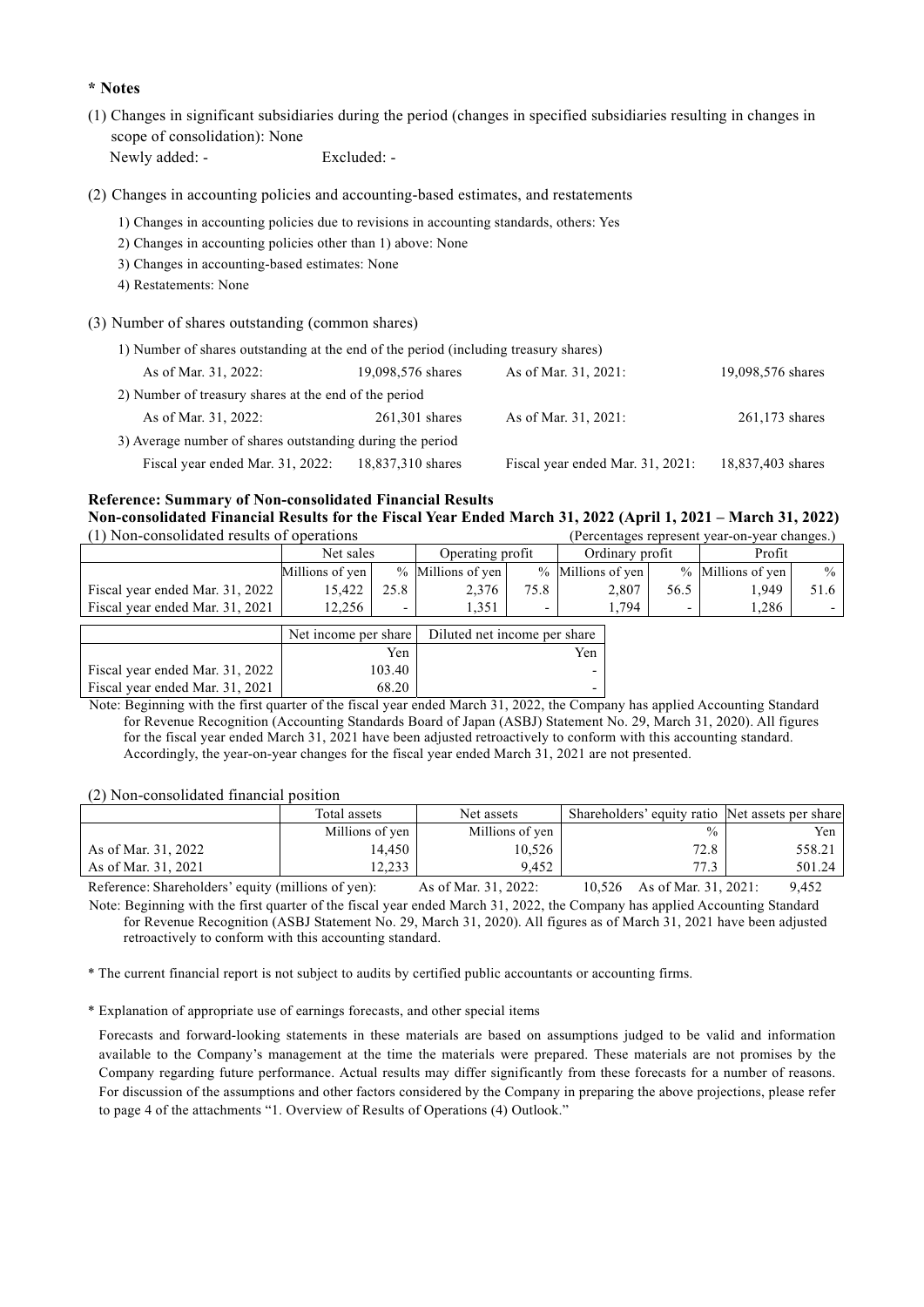**\* Notes**

(1) Changes in significant subsidiaries during the period (changes in specified subsidiaries resulting in changes in scope of consolidation): None

Newly added: - Excluded: -

(2) Changes in accounting policies and accounting-based estimates, and restatements

1) Changes in accounting policies due to revisions in accounting standards, others: Yes
2) Changes in accounting policies other than 1) above: None
3) Changes in accounting-based estimates: None
4) Restatements: None

(3) Number of shares outstanding (common shares)

1) Number of shares outstanding at the end of the period (including treasury shares)

| | | | |
|---|---|---|---|
| As of Mar. 31, 2022: | 19,098,576 shares | As of Mar. 31, 2021: | 19,098,576 shares |

2) Number of treasury shares at the end of the period

| | | | |
|---|---|---|---|
| As of Mar. 31, 2022: | 261,301 shares | As of Mar. 31, 2021: | 261,173 shares |

3) Average number of shares outstanding during the period

| | | | |
|---|---|---|---|
| Fiscal year ended Mar. 31, 2022: | 18,837,310 shares | Fiscal year ended Mar. 31, 2021: | 18,837,403 shares |

**Reference: Summary of Non-consolidated Financial Results**

**Non-consolidated Financial Results for the Fiscal Year Ended March 31, 2022 (April 1, 2021 – March 31, 2022)**

(1) Non-consolidated results of operations (Percentages represent year-on-year changes.)

| | Net sales | | Operating profit | | Ordinary profit | | Profit | |
|---|---|---|---|---|---|---|---|---|
| | Millions of yen | % | Millions of yen | % | Millions of yen | % | Millions of yen | % |
| Fiscal year ended Mar. 31, 2022 | 15,422 | 25.8 | 2,376 | 75.8 | 2,807 | 56.5 | 1,949 | 51.6 |
| Fiscal year ended Mar. 31, 2021 | 12,256 | - | 1,351 | - | 1,794 | - | 1,286 | - |

| | Net income per share | Diluted net income per share |
|---|---|---|
| | Yen | Yen |
| Fiscal year ended Mar. 31, 2022 | 103.40 | - |
| Fiscal year ended Mar. 31, 2021 | 68.20 | - |

Note: Beginning with the first quarter of the fiscal year ended March 31, 2022, the Company has applied Accounting Standard for Revenue Recognition (Accounting Standards Board of Japan (ASBJ) Statement No. 29, March 31, 2020). All figures for the fiscal year ended March 31, 2021 have been adjusted retroactively to conform with this accounting standard. Accordingly, the year-on-year changes for the fiscal year ended March 31, 2021 are not presented.

(2) Non-consolidated financial position

| | Total assets | Net assets | Shareholders' equity ratio | Net assets per share |
|---|---|---|---|---|
| | Millions of yen | Millions of yen | % | Yen |
| As of Mar. 31, 2022 | 14,450 | 10,526 | 72.8 | 558.21 |
| As of Mar. 31, 2021 | 12,233 | 9,452 | 77.3 | 501.24 |

Reference: Shareholders' equity (millions of yen): As of Mar. 31, 2022: 10,526 As of Mar. 31, 2021: 9,452

Note: Beginning with the first quarter of the fiscal year ended March 31, 2022, the Company has applied Accounting Standard for Revenue Recognition (ASBJ Statement No. 29, March 31, 2020). All figures as of March 31, 2021 have been adjusted retroactively to conform with this accounting standard.

\* The current financial report is not subject to audits by certified public accountants or accounting firms.

\* Explanation of appropriate use of earnings forecasts, and other special items

Forecasts and forward-looking statements in these materials are based on assumptions judged to be valid and information available to the Company's management at the time the materials were prepared. These materials are not promises by the Company regarding future performance. Actual results may differ significantly from these forecasts for a number of reasons. For discussion of the assumptions and other factors considered by the Company in preparing the above projections, please refer to page 4 of the attachments "1. Overview of Results of Operations (4) Outlook."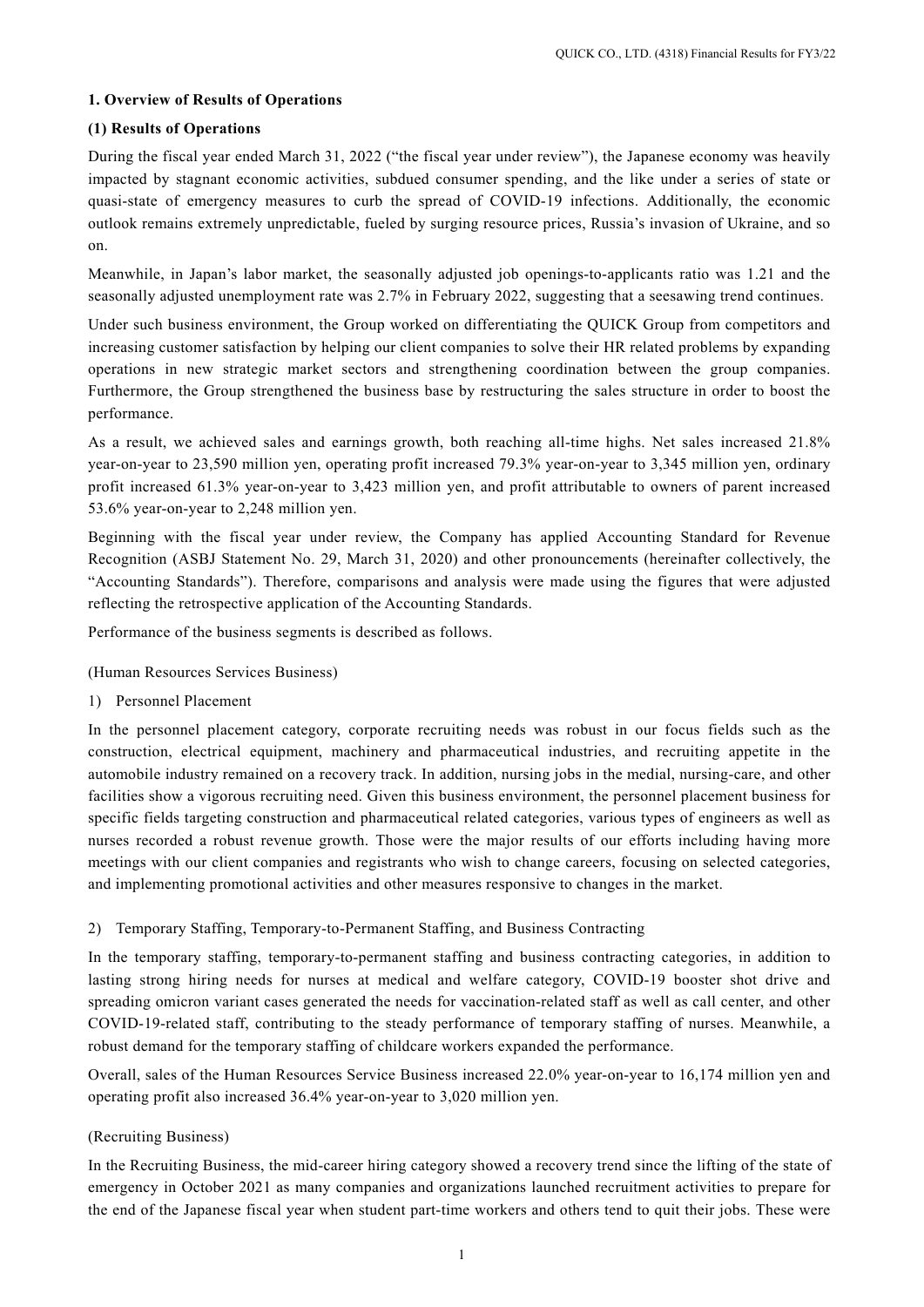## 1. Overview of Results of Operations

### (1) Results of Operations

During the fiscal year ended March 31, 2022 ("the fiscal year under review"), the Japanese economy was heavily impacted by stagnant economic activities, subdued consumer spending, and the like under a series of state or quasi-state of emergency measures to curb the spread of COVID-19 infections. Additionally, the economic outlook remains extremely unpredictable, fueled by surging resource prices, Russia's invasion of Ukraine, and so on.

Meanwhile, in Japan's labor market, the seasonally adjusted job openings-to-applicants ratio was 1.21 and the seasonally adjusted unemployment rate was 2.7% in February 2022, suggesting that a seesawing trend continues.

Under such business environment, the Group worked on differentiating the QUICK Group from competitors and increasing customer satisfaction by helping our client companies to solve their HR related problems by expanding operations in new strategic market sectors and strengthening coordination between the group companies. Furthermore, the Group strengthened the business base by restructuring the sales structure in order to boost the performance.

As a result, we achieved sales and earnings growth, both reaching all-time highs. Net sales increased 21.8% year-on-year to 23,590 million yen, operating profit increased 79.3% year-on-year to 3,345 million yen, ordinary profit increased 61.3% year-on-year to 3,423 million yen, and profit attributable to owners of parent increased 53.6% year-on-year to 2,248 million yen.

Beginning with the fiscal year under review, the Company has applied Accounting Standard for Revenue Recognition (ASBJ Statement No. 29, March 31, 2020) and other pronouncements (hereinafter collectively, the "Accounting Standards"). Therefore, comparisons and analysis were made using the figures that were adjusted reflecting the retrospective application of the Accounting Standards.

Performance of the business segments is described as follows.

(Human Resources Services Business)

1) Personnel Placement

In the personnel placement category, corporate recruiting needs was robust in our focus fields such as the construction, electrical equipment, machinery and pharmaceutical industries, and recruiting appetite in the automobile industry remained on a recovery track. In addition, nursing jobs in the medial, nursing-care, and other facilities show a vigorous recruiting need. Given this business environment, the personnel placement business for specific fields targeting construction and pharmaceutical related categories, various types of engineers as well as nurses recorded a robust revenue growth. Those were the major results of our efforts including having more meetings with our client companies and registrants who wish to change careers, focusing on selected categories, and implementing promotional activities and other measures responsive to changes in the market.

2) Temporary Staffing, Temporary-to-Permanent Staffing, and Business Contracting

In the temporary staffing, temporary-to-permanent staffing and business contracting categories, in addition to lasting strong hiring needs for nurses at medical and welfare category, COVID-19 booster shot drive and spreading omicron variant cases generated the needs for vaccination-related staff as well as call center, and other COVID-19-related staff, contributing to the steady performance of temporary staffing of nurses. Meanwhile, a robust demand for the temporary staffing of childcare workers expanded the performance.

Overall, sales of the Human Resources Service Business increased 22.0% year-on-year to 16,174 million yen and operating profit also increased 36.4% year-on-year to 3,020 million yen.

(Recruiting Business)

In the Recruiting Business, the mid-career hiring category showed a recovery trend since the lifting of the state of emergency in October 2021 as many companies and organizations launched recruitment activities to prepare for the end of the Japanese fiscal year when student part-time workers and others tend to quit their jobs. These were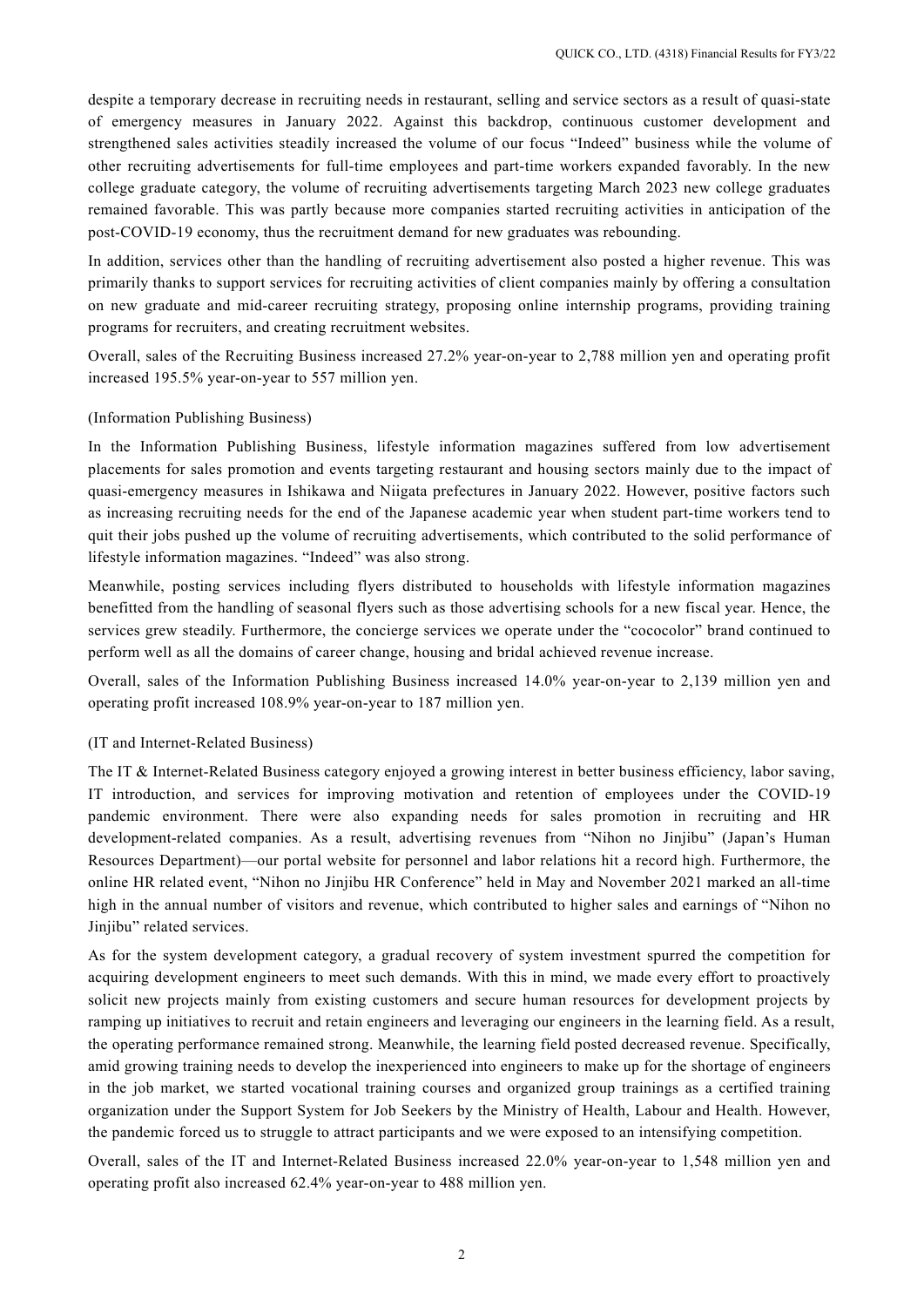despite a temporary decrease in recruiting needs in restaurant, selling and service sectors as a result of quasi-state of emergency measures in January 2022. Against this backdrop, continuous customer development and strengthened sales activities steadily increased the volume of our focus "Indeed" business while the volume of other recruiting advertisements for full-time employees and part-time workers expanded favorably. In the new college graduate category, the volume of recruiting advertisements targeting March 2023 new college graduates remained favorable. This was partly because more companies started recruiting activities in anticipation of the post-COVID-19 economy, thus the recruitment demand for new graduates was rebounding.

In addition, services other than the handling of recruiting advertisement also posted a higher revenue. This was primarily thanks to support services for recruiting activities of client companies mainly by offering a consultation on new graduate and mid-career recruiting strategy, proposing online internship programs, providing training programs for recruiters, and creating recruitment websites.

Overall, sales of the Recruiting Business increased 27.2% year-on-year to 2,788 million yen and operating profit increased 195.5% year-on-year to 557 million yen.

(Information Publishing Business)

In the Information Publishing Business, lifestyle information magazines suffered from low advertisement placements for sales promotion and events targeting restaurant and housing sectors mainly due to the impact of quasi-emergency measures in Ishikawa and Niigata prefectures in January 2022. However, positive factors such as increasing recruiting needs for the end of the Japanese academic year when student part-time workers tend to quit their jobs pushed up the volume of recruiting advertisements, which contributed to the solid performance of lifestyle information magazines. "Indeed" was also strong.

Meanwhile, posting services including flyers distributed to households with lifestyle information magazines benefitted from the handling of seasonal flyers such as those advertising schools for a new fiscal year. Hence, the services grew steadily. Furthermore, the concierge services we operate under the "cococolor" brand continued to perform well as all the domains of career change, housing and bridal achieved revenue increase.

Overall, sales of the Information Publishing Business increased 14.0% year-on-year to 2,139 million yen and operating profit increased 108.9% year-on-year to 187 million yen.

(IT and Internet-Related Business)

The IT & Internet-Related Business category enjoyed a growing interest in better business efficiency, labor saving, IT introduction, and services for improving motivation and retention of employees under the COVID-19 pandemic environment. There were also expanding needs for sales promotion in recruiting and HR development-related companies. As a result, advertising revenues from "Nihon no Jinjibu" (Japan's Human Resources Department)—our portal website for personnel and labor relations hit a record high. Furthermore, the online HR related event, "Nihon no Jinjibu HR Conference" held in May and November 2021 marked an all-time high in the annual number of visitors and revenue, which contributed to higher sales and earnings of "Nihon no Jinjibu" related services.

As for the system development category, a gradual recovery of system investment spurred the competition for acquiring development engineers to meet such demands. With this in mind, we made every effort to proactively solicit new projects mainly from existing customers and secure human resources for development projects by ramping up initiatives to recruit and retain engineers and leveraging our engineers in the learning field. As a result, the operating performance remained strong. Meanwhile, the learning field posted decreased revenue. Specifically, amid growing training needs to develop the inexperienced into engineers to make up for the shortage of engineers in the job market, we started vocational training courses and organized group trainings as a certified training organization under the Support System for Job Seekers by the Ministry of Health, Labour and Health. However, the pandemic forced us to struggle to attract participants and we were exposed to an intensifying competition.

Overall, sales of the IT and Internet-Related Business increased 22.0% year-on-year to 1,548 million yen and operating profit also increased 62.4% year-on-year to 488 million yen.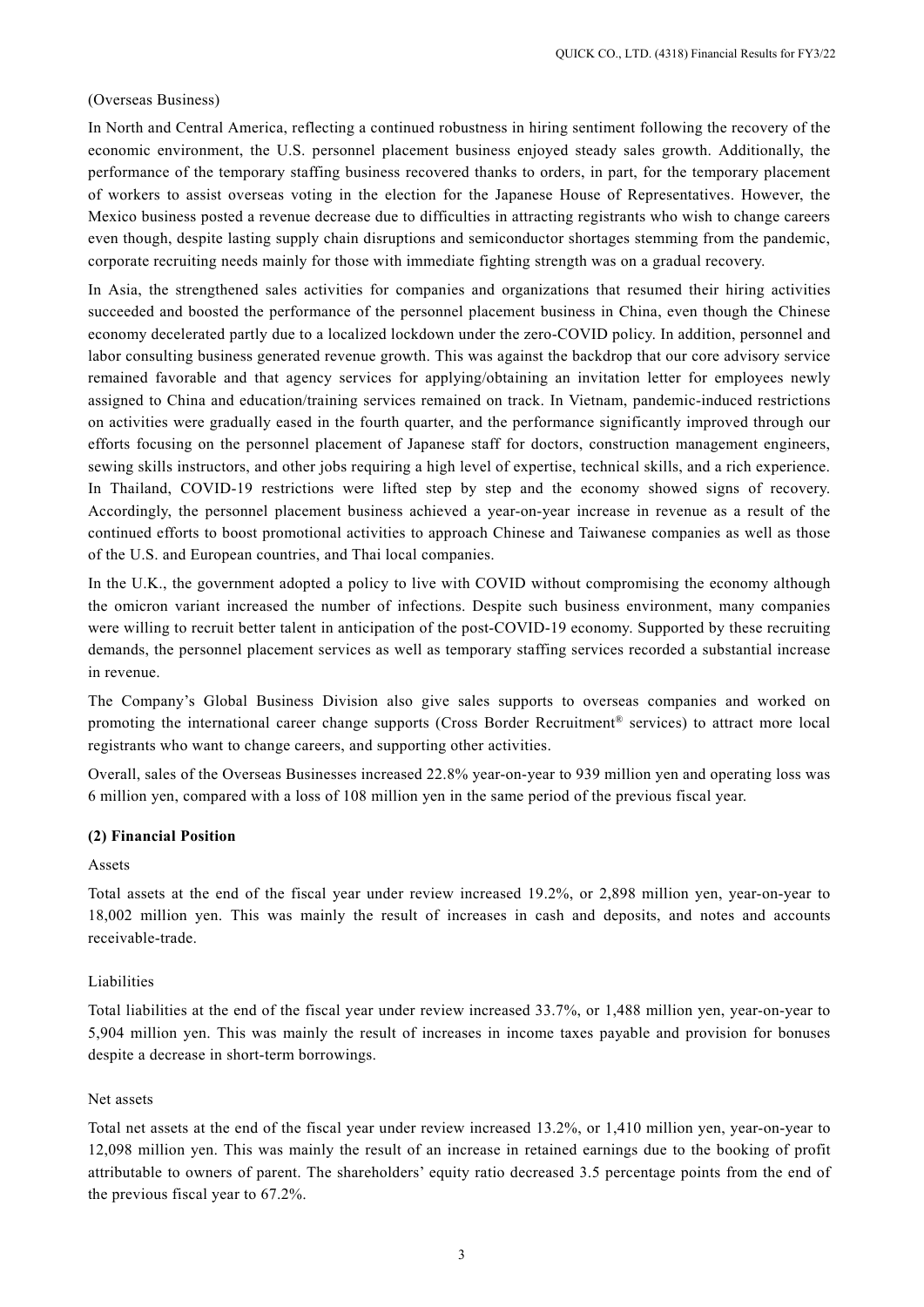(Overseas Business)

In North and Central America, reflecting a continued robustness in hiring sentiment following the recovery of the economic environment, the U.S. personnel placement business enjoyed steady sales growth. Additionally, the performance of the temporary staffing business recovered thanks to orders, in part, for the temporary placement of workers to assist overseas voting in the election for the Japanese House of Representatives. However, the Mexico business posted a revenue decrease due to difficulties in attracting registrants who wish to change careers even though, despite lasting supply chain disruptions and semiconductor shortages stemming from the pandemic, corporate recruiting needs mainly for those with immediate fighting strength was on a gradual recovery.

In Asia, the strengthened sales activities for companies and organizations that resumed their hiring activities succeeded and boosted the performance of the personnel placement business in China, even though the Chinese economy decelerated partly due to a localized lockdown under the zero-COVID policy. In addition, personnel and labor consulting business generated revenue growth. This was against the backdrop that our core advisory service remained favorable and that agency services for applying/obtaining an invitation letter for employees newly assigned to China and education/training services remained on track. In Vietnam, pandemic-induced restrictions on activities were gradually eased in the fourth quarter, and the performance significantly improved through our efforts focusing on the personnel placement of Japanese staff for doctors, construction management engineers, sewing skills instructors, and other jobs requiring a high level of expertise, technical skills, and a rich experience. In Thailand, COVID-19 restrictions were lifted step by step and the economy showed signs of recovery. Accordingly, the personnel placement business achieved a year-on-year increase in revenue as a result of the continued efforts to boost promotional activities to approach Chinese and Taiwanese companies as well as those of the U.S. and European countries, and Thai local companies.

In the U.K., the government adopted a policy to live with COVID without compromising the economy although the omicron variant increased the number of infections. Despite such business environment, many companies were willing to recruit better talent in anticipation of the post-COVID-19 economy. Supported by these recruiting demands, the personnel placement services as well as temporary staffing services recorded a substantial increase in revenue.

The Company's Global Business Division also give sales supports to overseas companies and worked on promoting the international career change supports (Cross Border Recruitment® services) to attract more local registrants who want to change careers, and supporting other activities.

Overall, sales of the Overseas Businesses increased 22.8% year-on-year to 939 million yen and operating loss was 6 million yen, compared with a loss of 108 million yen in the same period of the previous fiscal year.

**(2) Financial Position**

Assets

Total assets at the end of the fiscal year under review increased 19.2%, or 2,898 million yen, year-on-year to 18,002 million yen. This was mainly the result of increases in cash and deposits, and notes and accounts receivable-trade.

Liabilities

Total liabilities at the end of the fiscal year under review increased 33.7%, or 1,488 million yen, year-on-year to 5,904 million yen. This was mainly the result of increases in income taxes payable and provision for bonuses despite a decrease in short-term borrowings.

Net assets

Total net assets at the end of the fiscal year under review increased 13.2%, or 1,410 million yen, year-on-year to 12,098 million yen. This was mainly the result of an increase in retained earnings due to the booking of profit attributable to owners of parent. The shareholders' equity ratio decreased 3.5 percentage points from the end of the previous fiscal year to 67.2%.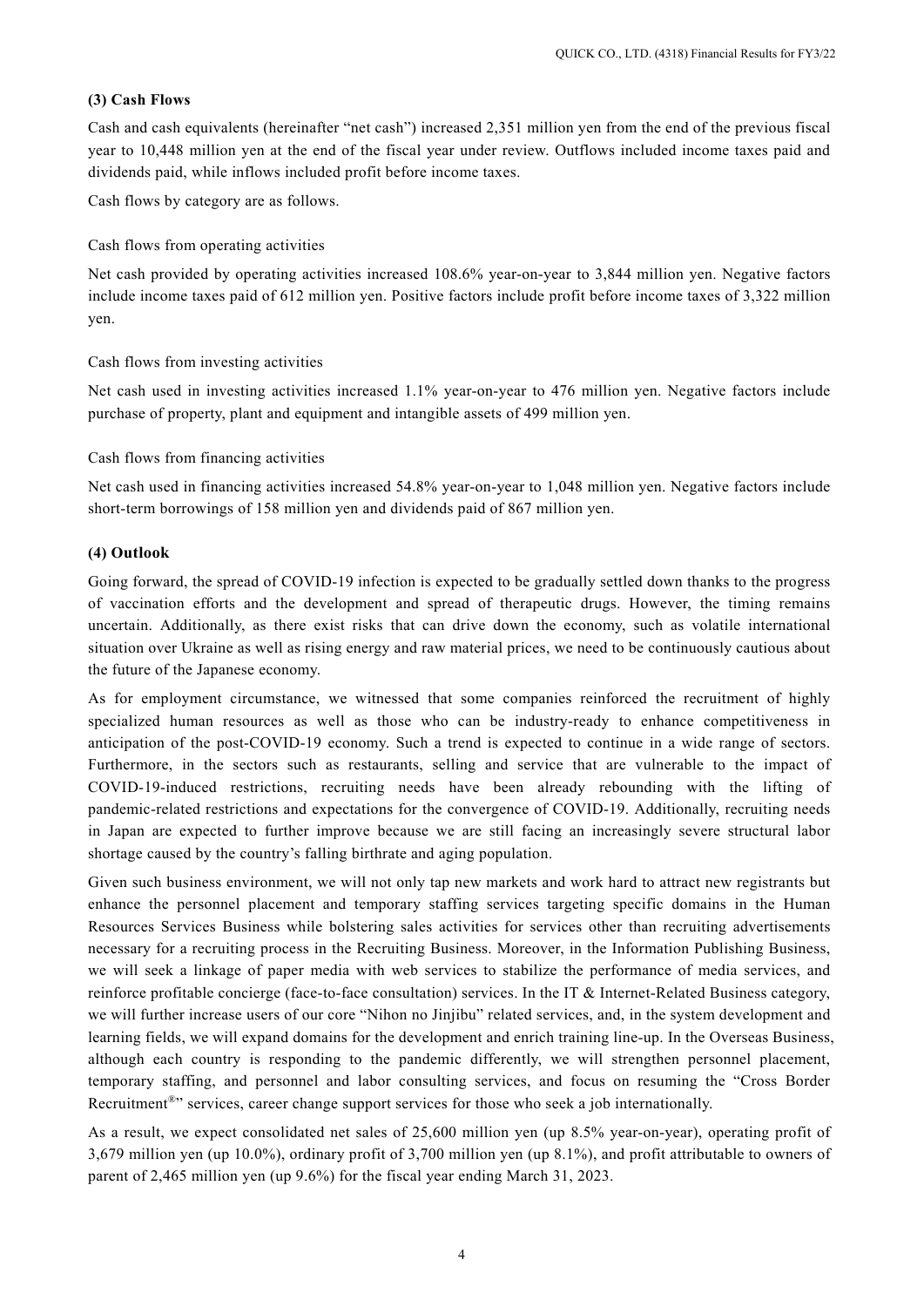### (3) Cash Flows

Cash and cash equivalents (hereinafter "net cash") increased 2,351 million yen from the end of the previous fiscal year to 10,448 million yen at the end of the fiscal year under review. Outflows included income taxes paid and dividends paid, while inflows included profit before income taxes.

Cash flows by category are as follows.

Cash flows from operating activities

Net cash provided by operating activities increased 108.6% year-on-year to 3,844 million yen. Negative factors include income taxes paid of 612 million yen. Positive factors include profit before income taxes of 3,322 million yen.

Cash flows from investing activities

Net cash used in investing activities increased 1.1% year-on-year to 476 million yen. Negative factors include purchase of property, plant and equipment and intangible assets of 499 million yen.

Cash flows from financing activities

Net cash used in financing activities increased 54.8% year-on-year to 1,048 million yen. Negative factors include short-term borrowings of 158 million yen and dividends paid of 867 million yen.

### (4) Outlook

Going forward, the spread of COVID-19 infection is expected to be gradually settled down thanks to the progress of vaccination efforts and the development and spread of therapeutic drugs. However, the timing remains uncertain. Additionally, as there exist risks that can drive down the economy, such as volatile international situation over Ukraine as well as rising energy and raw material prices, we need to be continuously cautious about the future of the Japanese economy.

As for employment circumstance, we witnessed that some companies reinforced the recruitment of highly specialized human resources as well as those who can be industry-ready to enhance competitiveness in anticipation of the post-COVID-19 economy. Such a trend is expected to continue in a wide range of sectors. Furthermore, in the sectors such as restaurants, selling and service that are vulnerable to the impact of COVID-19-induced restrictions, recruiting needs have been already rebounding with the lifting of pandemic-related restrictions and expectations for the convergence of COVID-19. Additionally, recruiting needs in Japan are expected to further improve because we are still facing an increasingly severe structural labor shortage caused by the country's falling birthrate and aging population.

Given such business environment, we will not only tap new markets and work hard to attract new registrants but enhance the personnel placement and temporary staffing services targeting specific domains in the Human Resources Services Business while bolstering sales activities for services other than recruiting advertisements necessary for a recruiting process in the Recruiting Business. Moreover, in the Information Publishing Business, we will seek a linkage of paper media with web services to stabilize the performance of media services, and reinforce profitable concierge (face-to-face consultation) services. In the IT & Internet-Related Business category, we will further increase users of our core "Nihon no Jinjibu" related services, and, in the system development and learning fields, we will expand domains for the development and enrich training line-up. In the Overseas Business, although each country is responding to the pandemic differently, we will strengthen personnel placement, temporary staffing, and personnel and labor consulting services, and focus on resuming the "Cross Border Recruitment®" services, career change support services for those who seek a job internationally.

As a result, we expect consolidated net sales of 25,600 million yen (up 8.5% year-on-year), operating profit of 3,679 million yen (up 10.0%), ordinary profit of 3,700 million yen (up 8.1%), and profit attributable to owners of parent of 2,465 million yen (up 9.6%) for the fiscal year ending March 31, 2023.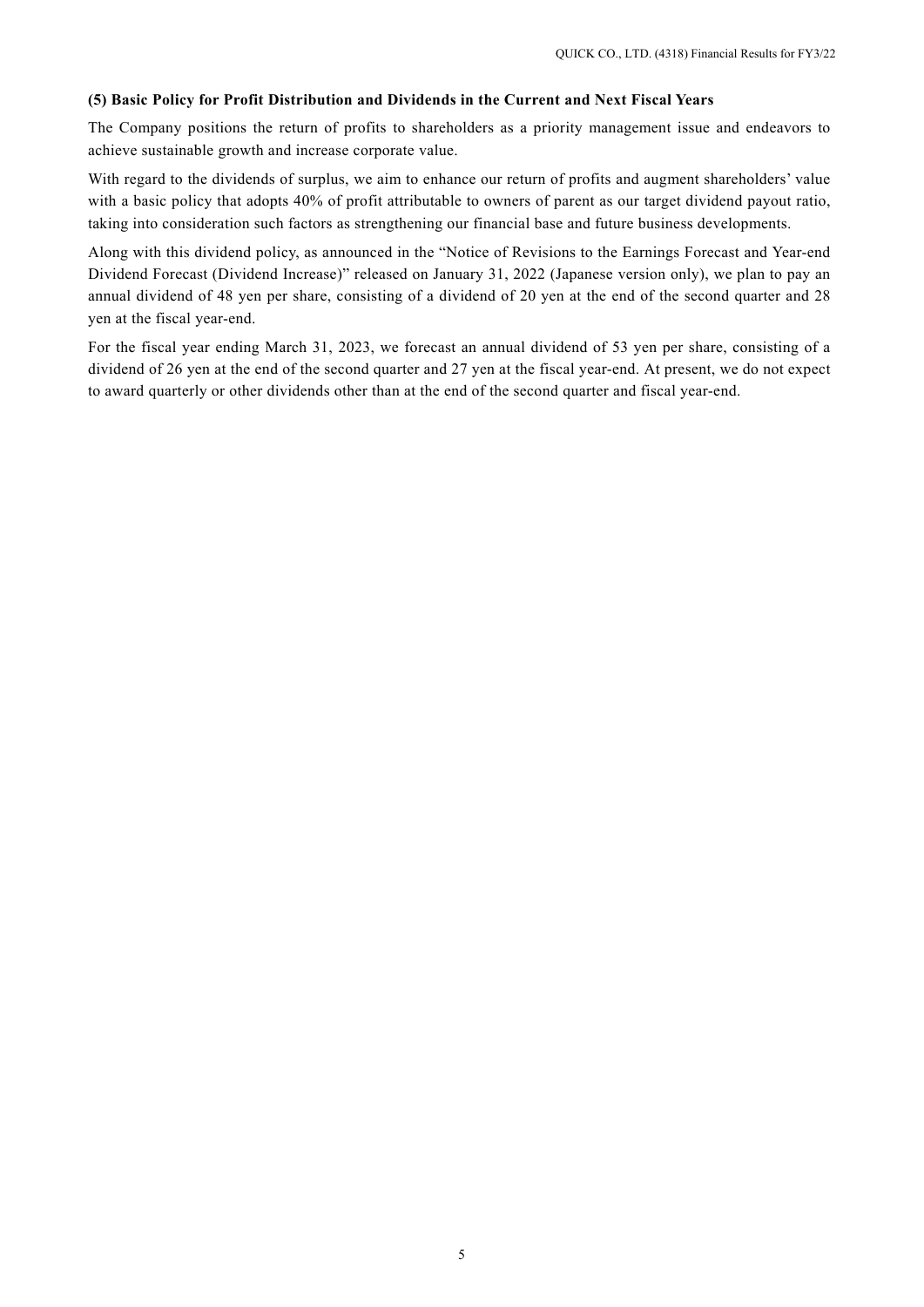### (5) Basic Policy for Profit Distribution and Dividends in the Current and Next Fiscal Years

The Company positions the return of profits to shareholders as a priority management issue and endeavors to achieve sustainable growth and increase corporate value.

With regard to the dividends of surplus, we aim to enhance our return of profits and augment shareholders' value with a basic policy that adopts 40% of profit attributable to owners of parent as our target dividend payout ratio, taking into consideration such factors as strengthening our financial base and future business developments.

Along with this dividend policy, as announced in the "Notice of Revisions to the Earnings Forecast and Year-end Dividend Forecast (Dividend Increase)" released on January 31, 2022 (Japanese version only), we plan to pay an annual dividend of 48 yen per share, consisting of a dividend of 20 yen at the end of the second quarter and 28 yen at the fiscal year-end.

For the fiscal year ending March 31, 2023, we forecast an annual dividend of 53 yen per share, consisting of a dividend of 26 yen at the end of the second quarter and 27 yen at the fiscal year-end. At present, we do not expect to award quarterly or other dividends other than at the end of the second quarter and fiscal year-end.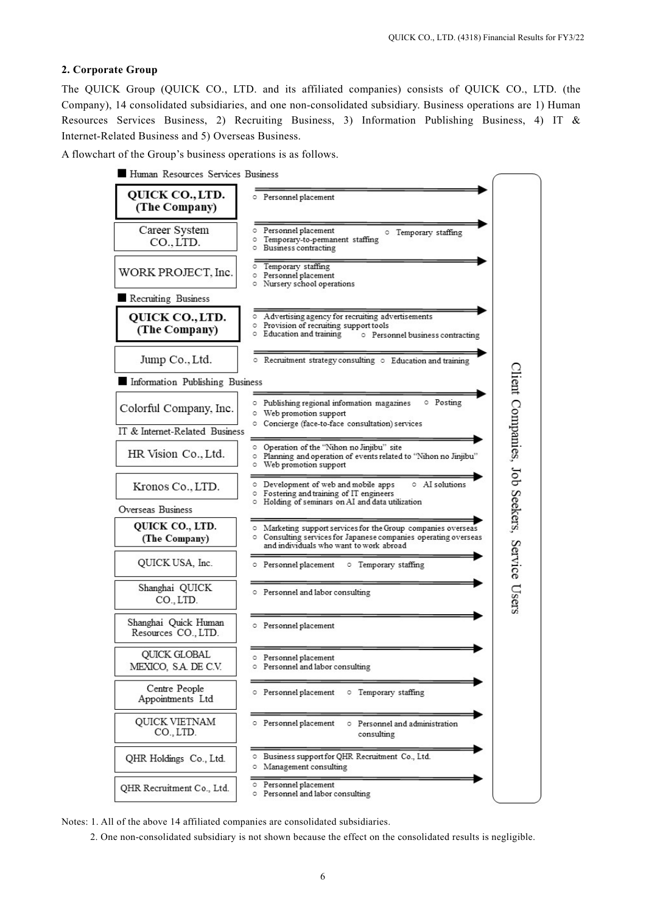## 2. Corporate Group

The QUICK Group (QUICK CO., LTD. and its affiliated companies) consists of QUICK CO., LTD. (the Company), 14 consolidated subsidiaries, and one non-consolidated subsidiary. Business operations are 1) Human Resources Services Business, 2) Recruiting Business, 3) Information Publishing Business, 4) IT & Internet-Related Business and 5) Overseas Business.

A flowchart of the Group's business operations is as follows.

■ Human Resources Services Business

| Company | Services |
|---|---|
| **QUICK CO., LTD. (The Company)** | ○ Personnel placement |
| Career System CO., LTD. | ○ Personnel placement ○ Temporary staffing ○ Temporary-to-permanent staffing ○ Business contracting |
| WORK PROJECT, Inc. | ○ Temporary staffing ○ Personnel placement ○ Nursery school operations |

■ Recruiting Business

| Company | Services |
|---|---|
| **QUICK CO., LTD. (The Company)** | ○ Advertising agency for recruiting advertisements ○ Provision of recruiting support tools ○ Education and training ○ Personnel business contracting |
| Jump Co., Ltd. | ○ Recruitment strategy consulting ○ Education and training |

■ Information Publishing Business

| Company | Services |
|---|---|
| Colorful Company, Inc. | ○ Publishing regional information magazines ○ Posting ○ Web promotion support ○ Concierge (face-to-face consultation) services |

IT & Internet-Related Business

| Company | Services |
|---|---|
| HR Vision Co., Ltd. | ○ Operation of the "Nihon no Jinjibu" site ○ Planning and operation of events related to "Nihon no Jinjibu" ○ Web promotion support |
| Kronos Co., LTD. | ○ Development of web and mobile apps ○ AI solutions ○ Fostering and training of IT engineers ○ Holding of seminars on AI and data utilization |

Overseas Business

| Company | Services |
|---|---|
| **QUICK CO., LTD. (The Company)** | ○ Marketing support services for the Group companies overseas ○ Consulting services for Japanese companies operating overseas and individuals who want to work abroad |
| QUICK USA, Inc. | ○ Personnel placement ○ Temporary staffing |
| Shanghai QUICK CO., LTD. | ○ Personnel and labor consulting |
| Shanghai Quick Human Resources CO., LTD. | ○ Personnel placement |
| QUICK GLOBAL MEXICO, S.A. DE C.V. | ○ Personnel placement ○ Personnel and labor consulting |
| Centre People Appointments Ltd | ○ Personnel placement ○ Temporary staffing |
| QUICK VIETNAM CO., LTD. | ○ Personnel placement ○ Personnel and administration consulting |
| QHR Holdings Co., Ltd. | ○ Business support for QHR Recruitment Co., Ltd. ○ Management consulting |
| QHR Recruitment Co., Ltd. | ○ Personnel placement ○ Personnel and labor consulting |

→ Client Companies, Job Seekers, Service Users

Notes: 1. All of the above 14 affiliated companies are consolidated subsidiaries.

2. One non-consolidated subsidiary is not shown because the effect on the consolidated results is negligible.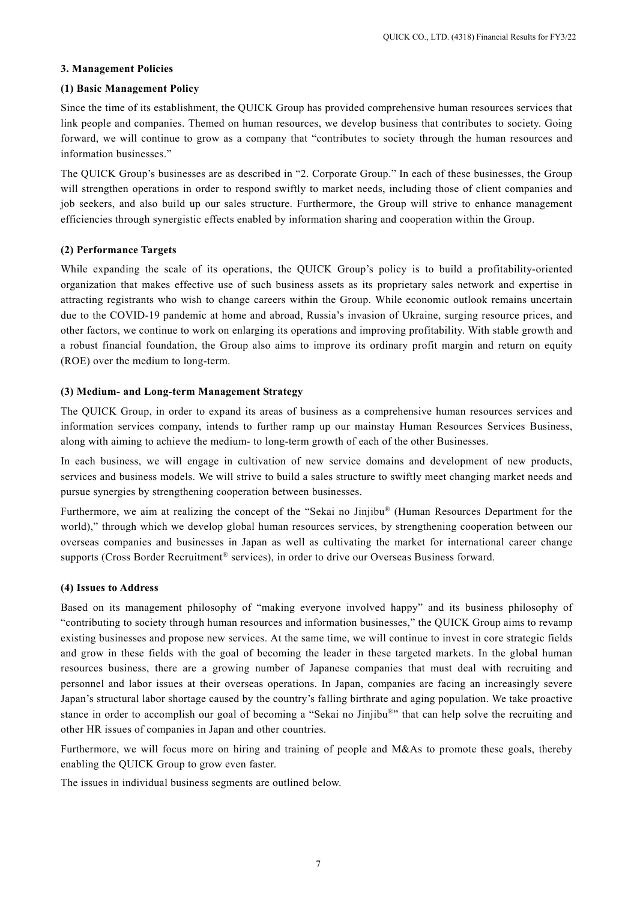## 3. Management Policies

### (1) Basic Management Policy

Since the time of its establishment, the QUICK Group has provided comprehensive human resources services that link people and companies. Themed on human resources, we develop business that contributes to society. Going forward, we will continue to grow as a company that "contributes to society through the human resources and information businesses."

The QUICK Group's businesses are as described in "2. Corporate Group." In each of these businesses, the Group will strengthen operations in order to respond swiftly to market needs, including those of client companies and job seekers, and also build up our sales structure. Furthermore, the Group will strive to enhance management efficiencies through synergistic effects enabled by information sharing and cooperation within the Group.

### (2) Performance Targets

While expanding the scale of its operations, the QUICK Group's policy is to build a profitability-oriented organization that makes effective use of such business assets as its proprietary sales network and expertise in attracting registrants who wish to change careers within the Group. While economic outlook remains uncertain due to the COVID-19 pandemic at home and abroad, Russia's invasion of Ukraine, surging resource prices, and other factors, we continue to work on enlarging its operations and improving profitability. With stable growth and a robust financial foundation, the Group also aims to improve its ordinary profit margin and return on equity (ROE) over the medium to long-term.

### (3) Medium- and Long-term Management Strategy

The QUICK Group, in order to expand its areas of business as a comprehensive human resources services and information services company, intends to further ramp up our mainstay Human Resources Services Business, along with aiming to achieve the medium- to long-term growth of each of the other Businesses.

In each business, we will engage in cultivation of new service domains and development of new products, services and business models. We will strive to build a sales structure to swiftly meet changing market needs and pursue synergies by strengthening cooperation between businesses.

Furthermore, we aim at realizing the concept of the "Sekai no Jinjibu® (Human Resources Department for the world)," through which we develop global human resources services, by strengthening cooperation between our overseas companies and businesses in Japan as well as cultivating the market for international career change supports (Cross Border Recruitment® services), in order to drive our Overseas Business forward.

### (4) Issues to Address

Based on its management philosophy of "making everyone involved happy" and its business philosophy of "contributing to society through human resources and information businesses," the QUICK Group aims to revamp existing businesses and propose new services. At the same time, we will continue to invest in core strategic fields and grow in these fields with the goal of becoming the leader in these targeted markets. In the global human resources business, there are a growing number of Japanese companies that must deal with recruiting and personnel and labor issues at their overseas operations. In Japan, companies are facing an increasingly severe Japan's structural labor shortage caused by the country's falling birthrate and aging population. We take proactive stance in order to accomplish our goal of becoming a "Sekai no Jinjibu®" that can help solve the recruiting and other HR issues of companies in Japan and other countries.

Furthermore, we will focus more on hiring and training of people and M&As to promote these goals, thereby enabling the QUICK Group to grow even faster.

The issues in individual business segments are outlined below.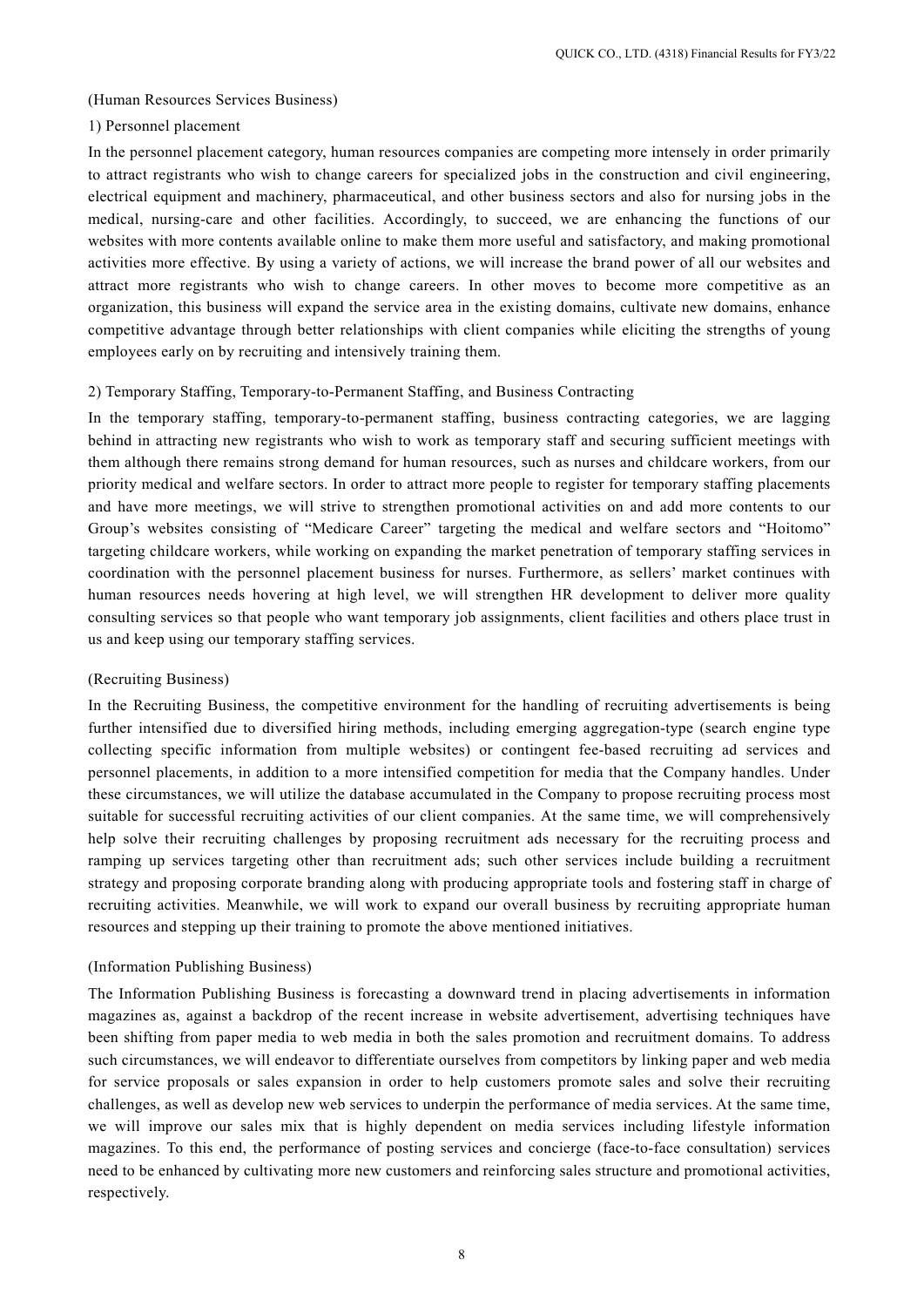(Human Resources Services Business)

1) Personnel placement

In the personnel placement category, human resources companies are competing more intensely in order primarily to attract registrants who wish to change careers for specialized jobs in the construction and civil engineering, electrical equipment and machinery, pharmaceutical, and other business sectors and also for nursing jobs in the medical, nursing-care and other facilities. Accordingly, to succeed, we are enhancing the functions of our websites with more contents available online to make them more useful and satisfactory, and making promotional activities more effective. By using a variety of actions, we will increase the brand power of all our websites and attract more registrants who wish to change careers. In other moves to become more competitive as an organization, this business will expand the service area in the existing domains, cultivate new domains, enhance competitive advantage through better relationships with client companies while eliciting the strengths of young employees early on by recruiting and intensively training them.

2) Temporary Staffing, Temporary-to-Permanent Staffing, and Business Contracting

In the temporary staffing, temporary-to-permanent staffing, business contracting categories, we are lagging behind in attracting new registrants who wish to work as temporary staff and securing sufficient meetings with them although there remains strong demand for human resources, such as nurses and childcare workers, from our priority medical and welfare sectors. In order to attract more people to register for temporary staffing placements and have more meetings, we will strive to strengthen promotional activities on and add more contents to our Group's websites consisting of "Medicare Career" targeting the medical and welfare sectors and "Hoitomo" targeting childcare workers, while working on expanding the market penetration of temporary staffing services in coordination with the personnel placement business for nurses. Furthermore, as sellers' market continues with human resources needs hovering at high level, we will strengthen HR development to deliver more quality consulting services so that people who want temporary job assignments, client facilities and others place trust in us and keep using our temporary staffing services.

(Recruiting Business)

In the Recruiting Business, the competitive environment for the handling of recruiting advertisements is being further intensified due to diversified hiring methods, including emerging aggregation-type (search engine type collecting specific information from multiple websites) or contingent fee-based recruiting ad services and personnel placements, in addition to a more intensified competition for media that the Company handles. Under these circumstances, we will utilize the database accumulated in the Company to propose recruiting process most suitable for successful recruiting activities of our client companies. At the same time, we will comprehensively help solve their recruiting challenges by proposing recruitment ads necessary for the recruiting process and ramping up services targeting other than recruitment ads; such other services include building a recruitment strategy and proposing corporate branding along with producing appropriate tools and fostering staff in charge of recruiting activities. Meanwhile, we will work to expand our overall business by recruiting appropriate human resources and stepping up their training to promote the above mentioned initiatives.

(Information Publishing Business)

The Information Publishing Business is forecasting a downward trend in placing advertisements in information magazines as, against a backdrop of the recent increase in website advertisement, advertising techniques have been shifting from paper media to web media in both the sales promotion and recruitment domains. To address such circumstances, we will endeavor to differentiate ourselves from competitors by linking paper and web media for service proposals or sales expansion in order to help customers promote sales and solve their recruiting challenges, as well as develop new web services to underpin the performance of media services. At the same time, we will improve our sales mix that is highly dependent on media services including lifestyle information magazines. To this end, the performance of posting services and concierge (face-to-face consultation) services need to be enhanced by cultivating more new customers and reinforcing sales structure and promotional activities, respectively.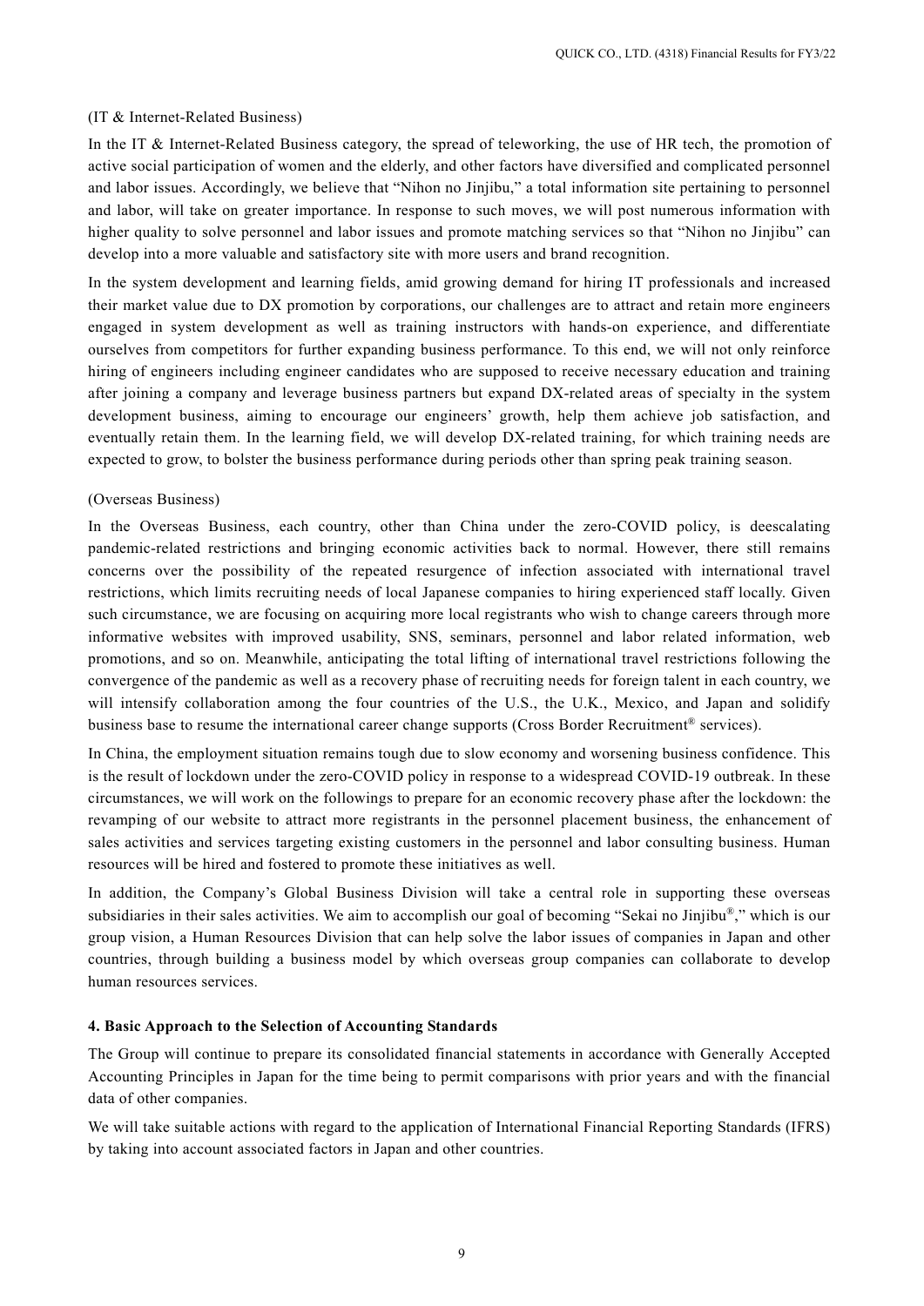(IT & Internet-Related Business)

In the IT & Internet-Related Business category, the spread of teleworking, the use of HR tech, the promotion of active social participation of women and the elderly, and other factors have diversified and complicated personnel and labor issues. Accordingly, we believe that "Nihon no Jinjibu," a total information site pertaining to personnel and labor, will take on greater importance. In response to such moves, we will post numerous information with higher quality to solve personnel and labor issues and promote matching services so that "Nihon no Jinjibu" can develop into a more valuable and satisfactory site with more users and brand recognition.

In the system development and learning fields, amid growing demand for hiring IT professionals and increased their market value due to DX promotion by corporations, our challenges are to attract and retain more engineers engaged in system development as well as training instructors with hands-on experience, and differentiate ourselves from competitors for further expanding business performance. To this end, we will not only reinforce hiring of engineers including engineer candidates who are supposed to receive necessary education and training after joining a company and leverage business partners but expand DX-related areas of specialty in the system development business, aiming to encourage our engineers' growth, help them achieve job satisfaction, and eventually retain them. In the learning field, we will develop DX-related training, for which training needs are expected to grow, to bolster the business performance during periods other than spring peak training season.

(Overseas Business)

In the Overseas Business, each country, other than China under the zero-COVID policy, is deescalating pandemic-related restrictions and bringing economic activities back to normal. However, there still remains concerns over the possibility of the repeated resurgence of infection associated with international travel restrictions, which limits recruiting needs of local Japanese companies to hiring experienced staff locally. Given such circumstance, we are focusing on acquiring more local registrants who wish to change careers through more informative websites with improved usability, SNS, seminars, personnel and labor related information, web promotions, and so on. Meanwhile, anticipating the total lifting of international travel restrictions following the convergence of the pandemic as well as a recovery phase of recruiting needs for foreign talent in each country, we will intensify collaboration among the four countries of the U.S., the U.K., Mexico, and Japan and solidify business base to resume the international career change supports (Cross Border Recruitment® services).

In China, the employment situation remains tough due to slow economy and worsening business confidence. This is the result of lockdown under the zero-COVID policy in response to a widespread COVID-19 outbreak. In these circumstances, we will work on the followings to prepare for an economic recovery phase after the lockdown: the revamping of our website to attract more registrants in the personnel placement business, the enhancement of sales activities and services targeting existing customers in the personnel and labor consulting business. Human resources will be hired and fostered to promote these initiatives as well.

In addition, the Company's Global Business Division will take a central role in supporting these overseas subsidiaries in their sales activities. We aim to accomplish our goal of becoming "Sekai no Jinjibu®," which is our group vision, a Human Resources Division that can help solve the labor issues of companies in Japan and other countries, through building a business model by which overseas group companies can collaborate to develop human resources services.

### 4. Basic Approach to the Selection of Accounting Standards

The Group will continue to prepare its consolidated financial statements in accordance with Generally Accepted Accounting Principles in Japan for the time being to permit comparisons with prior years and with the financial data of other companies.

We will take suitable actions with regard to the application of International Financial Reporting Standards (IFRS) by taking into account associated factors in Japan and other countries.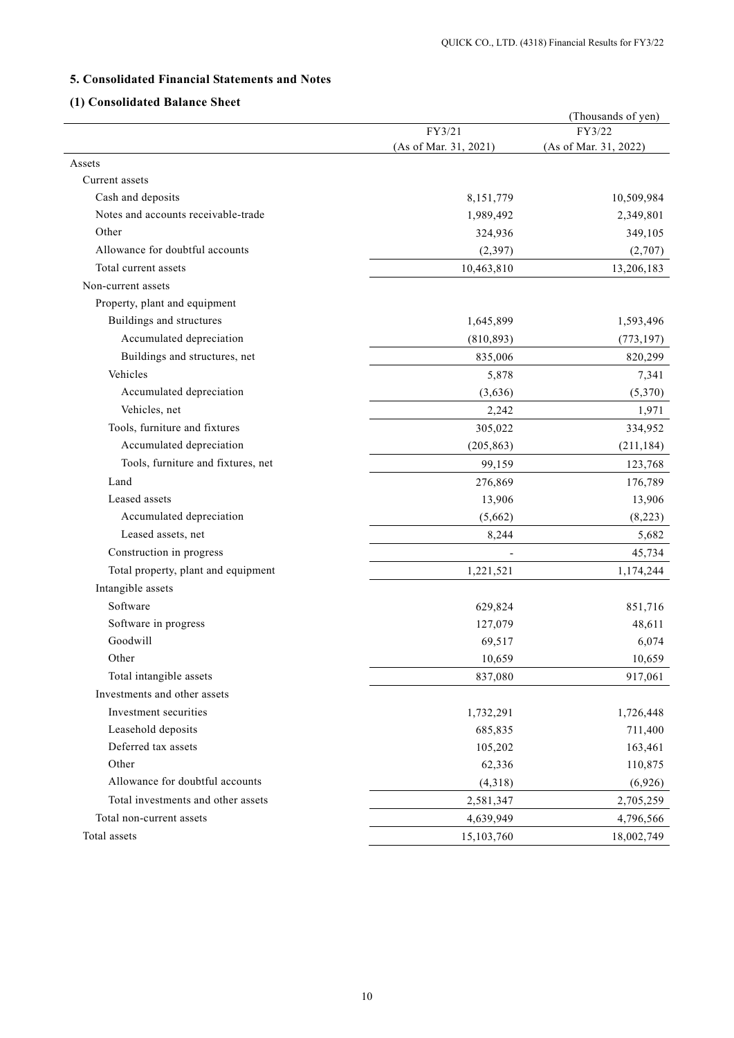## 5. Consolidated Financial Statements and Notes

### (1) Consolidated Balance Sheet

(Thousands of yen)

| | FY3/21 (As of Mar. 31, 2021) | FY3/22 (As of Mar. 31, 2022) |
|---|---|---|
| Assets | | |
| Current assets | | |
| Cash and deposits | 8,151,779 | 10,509,984 |
| Notes and accounts receivable-trade | 1,989,492 | 2,349,801 |
| Other | 324,936 | 349,105 |
| Allowance for doubtful accounts | (2,397) | (2,707) |
| Total current assets | 10,463,810 | 13,206,183 |
| Non-current assets | | |
| Property, plant and equipment | | |
| Buildings and structures | 1,645,899 | 1,593,496 |
| Accumulated depreciation | (810,893) | (773,197) |
| Buildings and structures, net | 835,006 | 820,299 |
| Vehicles | 5,878 | 7,341 |
| Accumulated depreciation | (3,636) | (5,370) |
| Vehicles, net | 2,242 | 1,971 |
| Tools, furniture and fixtures | 305,022 | 334,952 |
| Accumulated depreciation | (205,863) | (211,184) |
| Tools, furniture and fixtures, net | 99,159 | 123,768 |
| Land | 276,869 | 176,789 |
| Leased assets | 13,906 | 13,906 |
| Accumulated depreciation | (5,662) | (8,223) |
| Leased assets, net | 8,244 | 5,682 |
| Construction in progress | - | 45,734 |
| Total property, plant and equipment | 1,221,521 | 1,174,244 |
| Intangible assets | | |
| Software | 629,824 | 851,716 |
| Software in progress | 127,079 | 48,611 |
| Goodwill | 69,517 | 6,074 |
| Other | 10,659 | 10,659 |
| Total intangible assets | 837,080 | 917,061 |
| Investments and other assets | | |
| Investment securities | 1,732,291 | 1,726,448 |
| Leasehold deposits | 685,835 | 711,400 |
| Deferred tax assets | 105,202 | 163,461 |
| Other | 62,336 | 110,875 |
| Allowance for doubtful accounts | (4,318) | (6,926) |
| Total investments and other assets | 2,581,347 | 2,705,259 |
| Total non-current assets | 4,639,949 | 4,796,566 |
| Total assets | 15,103,760 | 18,002,749 |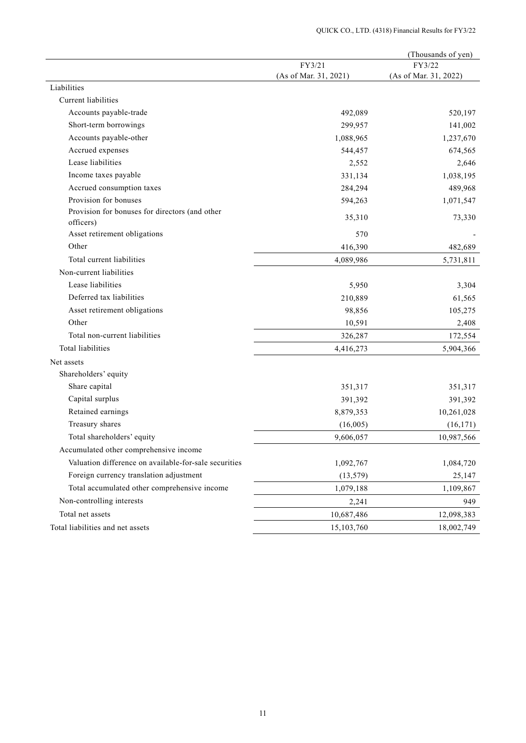(Thousands of yen)

| | FY3/21 (As of Mar. 31, 2021) | FY3/22 (As of Mar. 31, 2022) |
|---|---|---|
| Liabilities | | |
| Current liabilities | | |
| Accounts payable-trade | 492,089 | 520,197 |
| Short-term borrowings | 299,957 | 141,002 |
| Accounts payable-other | 1,088,965 | 1,237,670 |
| Accrued expenses | 544,457 | 674,565 |
| Lease liabilities | 2,552 | 2,646 |
| Income taxes payable | 331,134 | 1,038,195 |
| Accrued consumption taxes | 284,294 | 489,968 |
| Provision for bonuses | 594,263 | 1,071,547 |
| Provision for bonuses for directors (and other officers) | 35,310 | 73,330 |
| Asset retirement obligations | 570 | - |
| Other | 416,390 | 482,689 |
| Total current liabilities | 4,089,986 | 5,731,811 |
| Non-current liabilities | | |
| Lease liabilities | 5,950 | 3,304 |
| Deferred tax liabilities | 210,889 | 61,565 |
| Asset retirement obligations | 98,856 | 105,275 |
| Other | 10,591 | 2,408 |
| Total non-current liabilities | 326,287 | 172,554 |
| Total liabilities | 4,416,273 | 5,904,366 |
| Net assets | | |
| Shareholders' equity | | |
| Share capital | 351,317 | 351,317 |
| Capital surplus | 391,392 | 391,392 |
| Retained earnings | 8,879,353 | 10,261,028 |
| Treasury shares | (16,005) | (16,171) |
| Total shareholders' equity | 9,606,057 | 10,987,566 |
| Accumulated other comprehensive income | | |
| Valuation difference on available-for-sale securities | 1,092,767 | 1,084,720 |
| Foreign currency translation adjustment | (13,579) | 25,147 |
| Total accumulated other comprehensive income | 1,079,188 | 1,109,867 |
| Non-controlling interests | 2,241 | 949 |
| Total net assets | 10,687,486 | 12,098,383 |
| Total liabilities and net assets | 15,103,760 | 18,002,749 |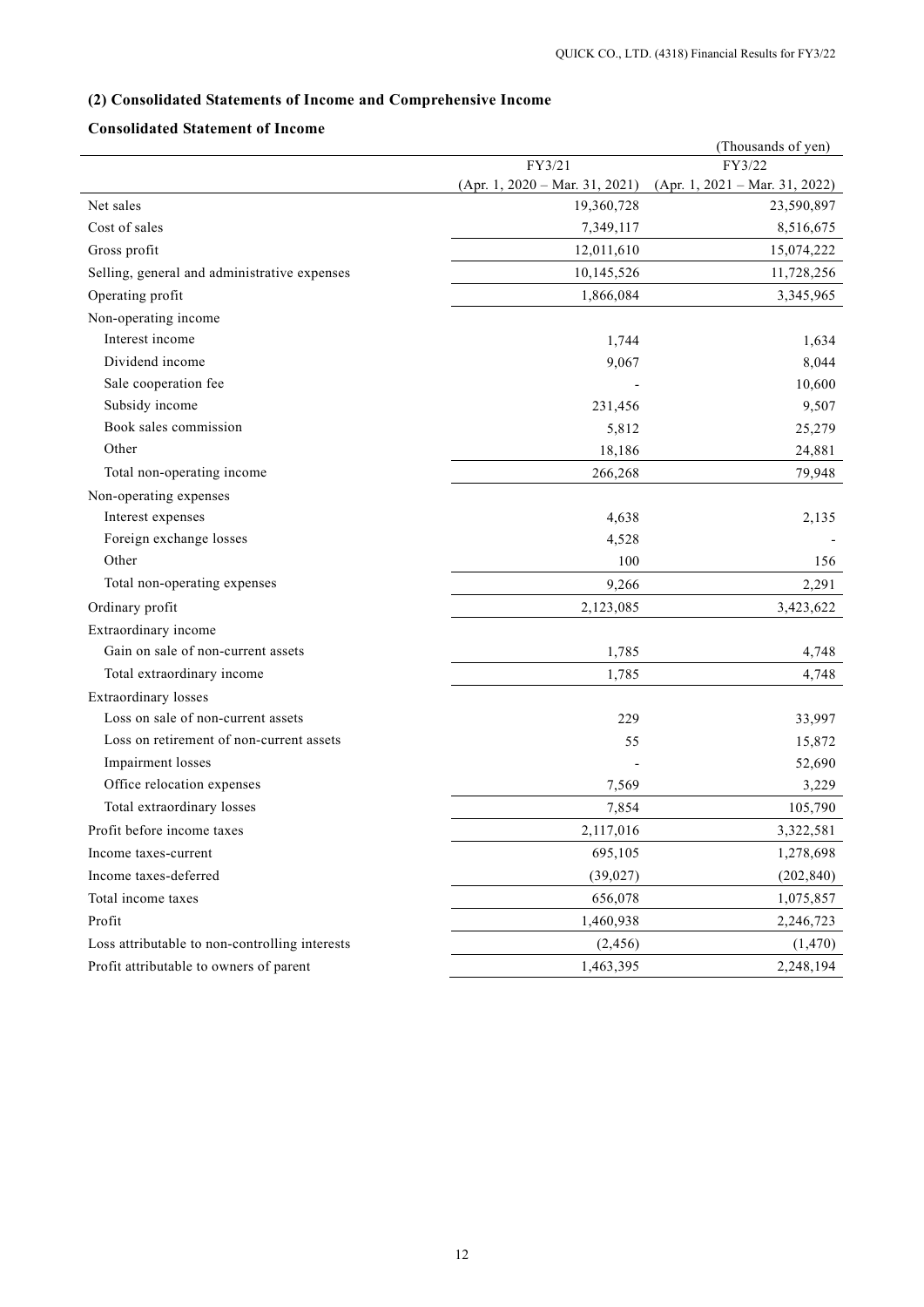## (2) Consolidated Statements of Income and Comprehensive Income

### Consolidated Statement of Income

(Thousands of yen)

| | FY3/21 (Apr. 1, 2020 – Mar. 31, 2021) | FY3/22 (Apr. 1, 2021 – Mar. 31, 2022) |
|---|---|---|
| Net sales | 19,360,728 | 23,590,897 |
| Cost of sales | 7,349,117 | 8,516,675 |
| Gross profit | 12,011,610 | 15,074,222 |
| Selling, general and administrative expenses | 10,145,526 | 11,728,256 |
| Operating profit | 1,866,084 | 3,345,965 |
| Non-operating income | | |
| Interest income | 1,744 | 1,634 |
| Dividend income | 9,067 | 8,044 |
| Sale cooperation fee | - | 10,600 |
| Subsidy income | 231,456 | 9,507 |
| Book sales commission | 5,812 | 25,279 |
| Other | 18,186 | 24,881 |
| Total non-operating income | 266,268 | 79,948 |
| Non-operating expenses | | |
| Interest expenses | 4,638 | 2,135 |
| Foreign exchange losses | 4,528 | - |
| Other | 100 | 156 |
| Total non-operating expenses | 9,266 | 2,291 |
| Ordinary profit | 2,123,085 | 3,423,622 |
| Extraordinary income | | |
| Gain on sale of non-current assets | 1,785 | 4,748 |
| Total extraordinary income | 1,785 | 4,748 |
| Extraordinary losses | | |
| Loss on sale of non-current assets | 229 | 33,997 |
| Loss on retirement of non-current assets | 55 | 15,872 |
| Impairment losses | - | 52,690 |
| Office relocation expenses | 7,569 | 3,229 |
| Total extraordinary losses | 7,854 | 105,790 |
| Profit before income taxes | 2,117,016 | 3,322,581 |
| Income taxes-current | 695,105 | 1,278,698 |
| Income taxes-deferred | (39,027) | (202,840) |
| Total income taxes | 656,078 | 1,075,857 |
| Profit | 1,460,938 | 2,246,723 |
| Loss attributable to non-controlling interests | (2,456) | (1,470) |
| Profit attributable to owners of parent | 1,463,395 | 2,248,194 |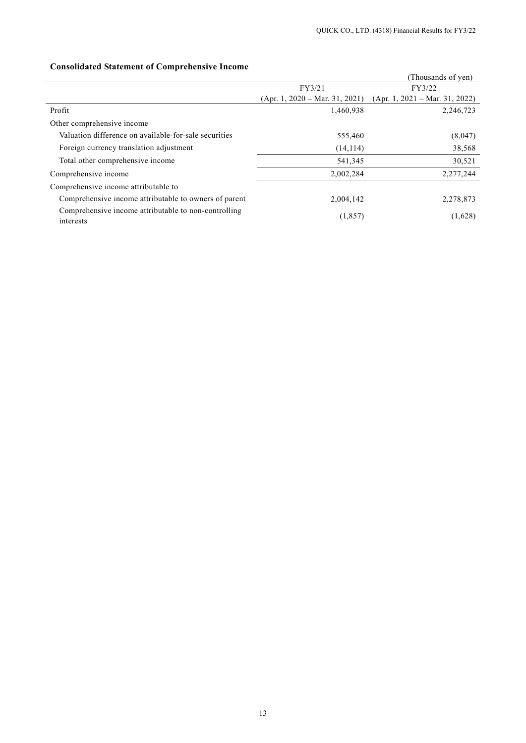### Consolidated Statement of Comprehensive Income

(Thousands of yen)

| | FY3/21 (Apr. 1, 2020 – Mar. 31, 2021) | FY3/22 (Apr. 1, 2021 – Mar. 31, 2022) |
|---|---|---|
| Profit | 1,460,938 | 2,246,723 |
| Other comprehensive income | | |
| Valuation difference on available-for-sale securities | 555,460 | (8,047) |
| Foreign currency translation adjustment | (14,114) | 38,568 |
| Total other comprehensive income | 541,345 | 30,521 |
| Comprehensive income | 2,002,284 | 2,277,244 |
| Comprehensive income attributable to | | |
| Comprehensive income attributable to owners of parent | 2,004,142 | 2,278,873 |
| Comprehensive income attributable to non-controlling interests | (1,857) | (1,628) |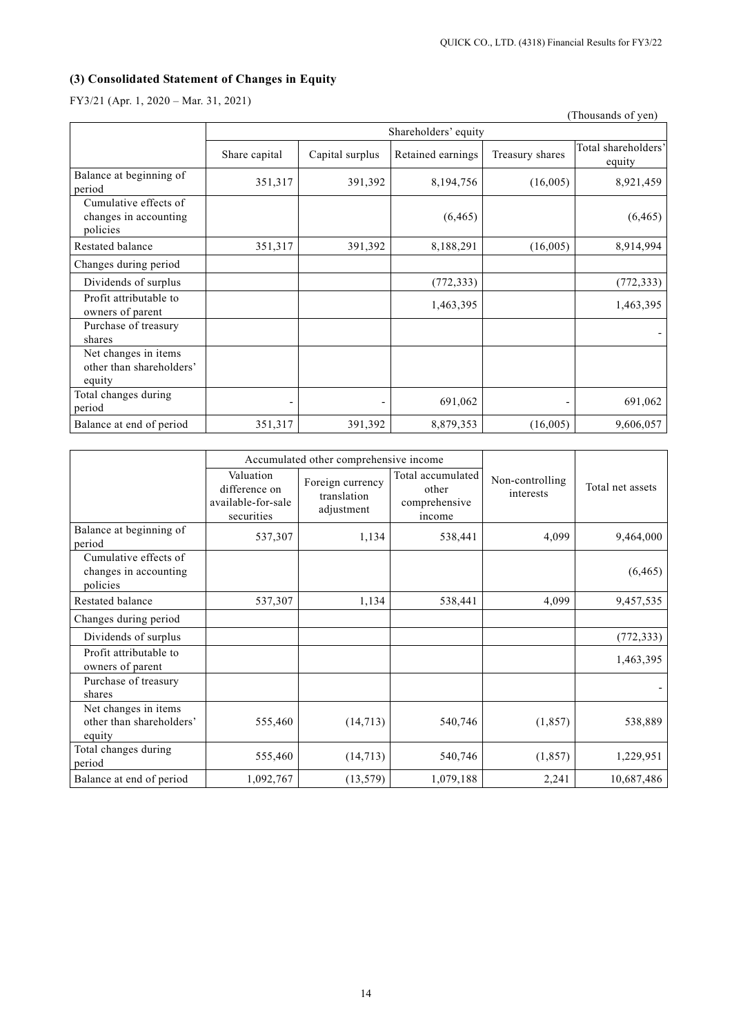### (3) Consolidated Statement of Changes in Equity

FY3/21 (Apr. 1, 2020 – Mar. 31, 2021)

(Thousands of yen)

| | Shareholders' equity | | | | |
|---|---|---|---|---|---|
| | Share capital | Capital surplus | Retained earnings | Treasury shares | Total shareholders' equity |
| Balance at beginning of period | 351,317 | 391,392 | 8,194,756 | (16,005) | 8,921,459 |
| Cumulative effects of changes in accounting policies | | | (6,465) | | (6,465) |
| Restated balance | 351,317 | 391,392 | 8,188,291 | (16,005) | 8,914,994 |
| Changes during period | | | | | |
| Dividends of surplus | | | (772,333) | | (772,333) |
| Profit attributable to owners of parent | | | 1,463,395 | | 1,463,395 |
| Purchase of treasury shares | | | | | - |
| Net changes in items other than shareholders' equity | | | | | |
| Total changes during period | - | - | 691,062 | - | 691,062 |
| Balance at end of period | 351,317 | 391,392 | 8,879,353 | (16,005) | 9,606,057 |

| | Accumulated other comprehensive income | | | Non-controlling interests | Total net assets |
|---|---|---|---|---|---|
| | Valuation difference on available-for-sale securities | Foreign currency translation adjustment | Total accumulated other comprehensive income | | |
| Balance at beginning of period | 537,307 | 1,134 | 538,441 | 4,099 | 9,464,000 |
| Cumulative effects of changes in accounting policies | | | | | (6,465) |
| Restated balance | 537,307 | 1,134 | 538,441 | 4,099 | 9,457,535 |
| Changes during period | | | | | |
| Dividends of surplus | | | | | (772,333) |
| Profit attributable to owners of parent | | | | | 1,463,395 |
| Purchase of treasury shares | | | | | - |
| Net changes in items other than shareholders' equity | 555,460 | (14,713) | 540,746 | (1,857) | 538,889 |
| Total changes during period | 555,460 | (14,713) | 540,746 | (1,857) | 1,229,951 |
| Balance at end of period | 1,092,767 | (13,579) | 1,079,188 | 2,241 | 10,687,486 |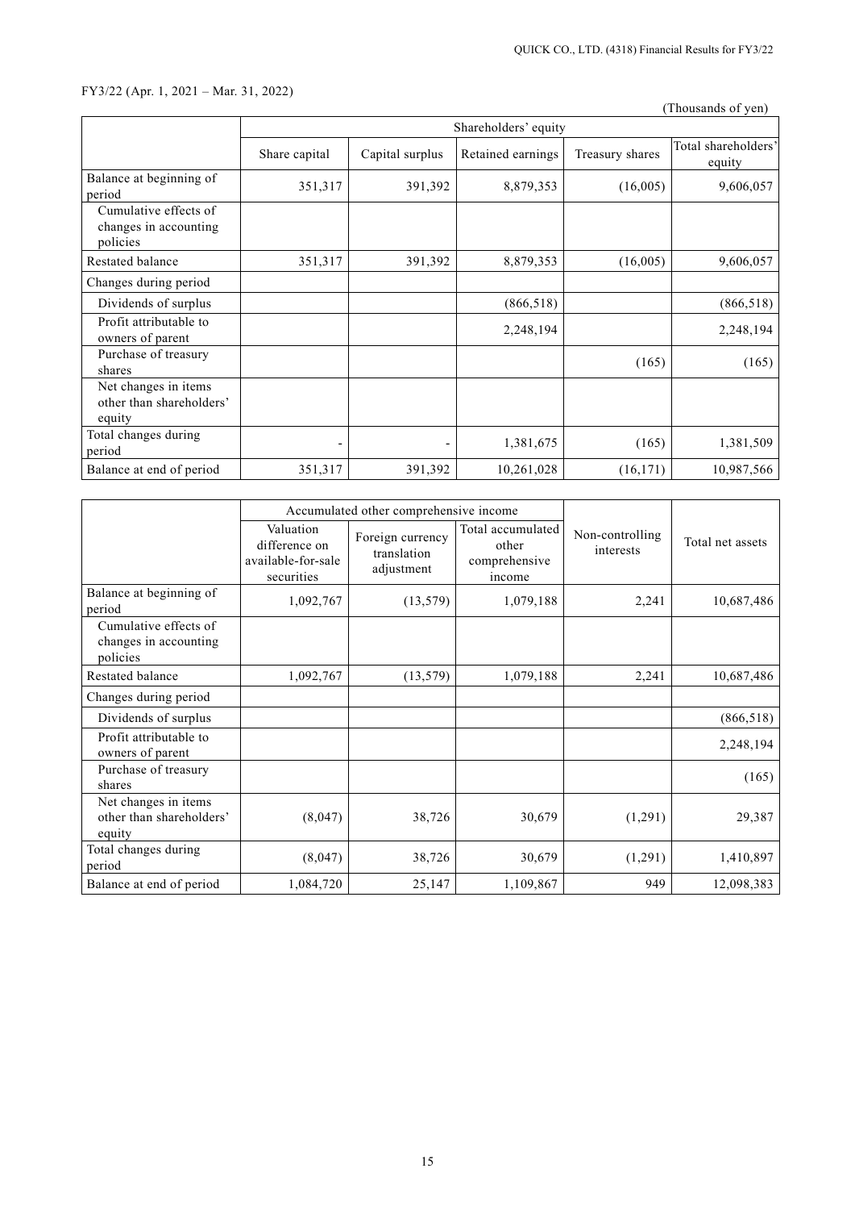FY3/22 (Apr. 1, 2021 – Mar. 31, 2022)

(Thousands of yen)

| | Shareholders' equity | | | | |
|---|---|---|---|---|---|
| | Share capital | Capital surplus | Retained earnings | Treasury shares | Total shareholders' equity |
| Balance at beginning of period | 351,317 | 391,392 | 8,879,353 | (16,005) | 9,606,057 |
| Cumulative effects of changes in accounting policies | | | | | |
| Restated balance | 351,317 | 391,392 | 8,879,353 | (16,005) | 9,606,057 |
| Changes during period | | | | | |
| Dividends of surplus | | | (866,518) | | (866,518) |
| Profit attributable to owners of parent | | | 2,248,194 | | 2,248,194 |
| Purchase of treasury shares | | | | (165) | (165) |
| Net changes in items other than shareholders' equity | | | | | |
| Total changes during period | - | - | 1,381,675 | (165) | 1,381,509 |
| Balance at end of period | 351,317 | 391,392 | 10,261,028 | (16,171) | 10,987,566 |

| | Accumulated other comprehensive income | | | Non-controlling interests | Total net assets |
|---|---|---|---|---|---|
| | Valuation difference on available-for-sale securities | Foreign currency translation adjustment | Total accumulated other comprehensive income | | |
| Balance at beginning of period | 1,092,767 | (13,579) | 1,079,188 | 2,241 | 10,687,486 |
| Cumulative effects of changes in accounting policies | | | | | |
| Restated balance | 1,092,767 | (13,579) | 1,079,188 | 2,241 | 10,687,486 |
| Changes during period | | | | | |
| Dividends of surplus | | | | | (866,518) |
| Profit attributable to owners of parent | | | | | 2,248,194 |
| Purchase of treasury shares | | | | | (165) |
| Net changes in items other than shareholders' equity | (8,047) | 38,726 | 30,679 | (1,291) | 29,387 |
| Total changes during period | (8,047) | 38,726 | 30,679 | (1,291) | 1,410,897 |
| Balance at end of period | 1,084,720 | 25,147 | 1,109,867 | 949 | 12,098,383 |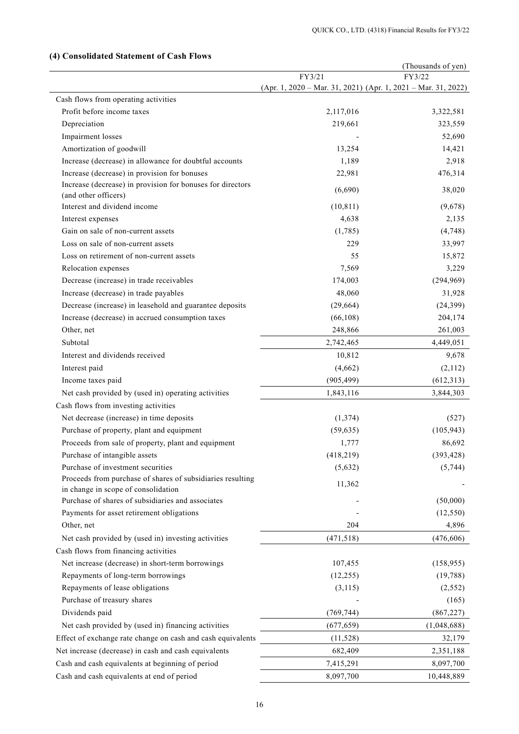### (4) Consolidated Statement of Cash Flows

(Thousands of yen)

| | FY3/21 (Apr. 1, 2020 – Mar. 31, 2021) | FY3/22 (Apr. 1, 2021 – Mar. 31, 2022) |
|---|---|---|
| Cash flows from operating activities | | |
| Profit before income taxes | 2,117,016 | 3,322,581 |
| Depreciation | 219,661 | 323,559 |
| Impairment losses | - | 52,690 |
| Amortization of goodwill | 13,254 | 14,421 |
| Increase (decrease) in allowance for doubtful accounts | 1,189 | 2,918 |
| Increase (decrease) in provision for bonuses | 22,981 | 476,314 |
| Increase (decrease) in provision for bonuses for directors (and other officers) | (6,690) | 38,020 |
| Interest and dividend income | (10,811) | (9,678) |
| Interest expenses | 4,638 | 2,135 |
| Gain on sale of non-current assets | (1,785) | (4,748) |
| Loss on sale of non-current assets | 229 | 33,997 |
| Loss on retirement of non-current assets | 55 | 15,872 |
| Relocation expenses | 7,569 | 3,229 |
| Decrease (increase) in trade receivables | 174,003 | (294,969) |
| Increase (decrease) in trade payables | 48,060 | 31,928 |
| Decrease (increase) in leasehold and guarantee deposits | (29,664) | (24,399) |
| Increase (decrease) in accrued consumption taxes | (66,108) | 204,174 |
| Other, net | 248,866 | 261,003 |
| Subtotal | 2,742,465 | 4,449,051 |
| Interest and dividends received | 10,812 | 9,678 |
| Interest paid | (4,662) | (2,112) |
| Income taxes paid | (905,499) | (612,313) |
| Net cash provided by (used in) operating activities | 1,843,116 | 3,844,303 |
| Cash flows from investing activities | | |
| Net decrease (increase) in time deposits | (1,374) | (527) |
| Purchase of property, plant and equipment | (59,635) | (105,943) |
| Proceeds from sale of property, plant and equipment | 1,777 | 86,692 |
| Purchase of intangible assets | (418,219) | (393,428) |
| Purchase of investment securities | (5,632) | (5,744) |
| Proceeds from purchase of shares of subsidiaries resulting in change in scope of consolidation | 11,362 | - |
| Purchase of shares of subsidiaries and associates | - | (50,000) |
| Payments for asset retirement obligations | - | (12,550) |
| Other, net | 204 | 4,896 |
| Net cash provided by (used in) investing activities | (471,518) | (476,606) |
| Cash flows from financing activities | | |
| Net increase (decrease) in short-term borrowings | 107,455 | (158,955) |
| Repayments of long-term borrowings | (12,255) | (19,788) |
| Repayments of lease obligations | (3,115) | (2,552) |
| Purchase of treasury shares | - | (165) |
| Dividends paid | (769,744) | (867,227) |
| Net cash provided by (used in) financing activities | (677,659) | (1,048,688) |
| Effect of exchange rate change on cash and cash equivalents | (11,528) | 32,179 |
| Net increase (decrease) in cash and cash equivalents | 682,409 | 2,351,188 |
| Cash and cash equivalents at beginning of period | 7,415,291 | 8,097,700 |
| Cash and cash equivalents at end of period | 8,097,700 | 10,448,889 |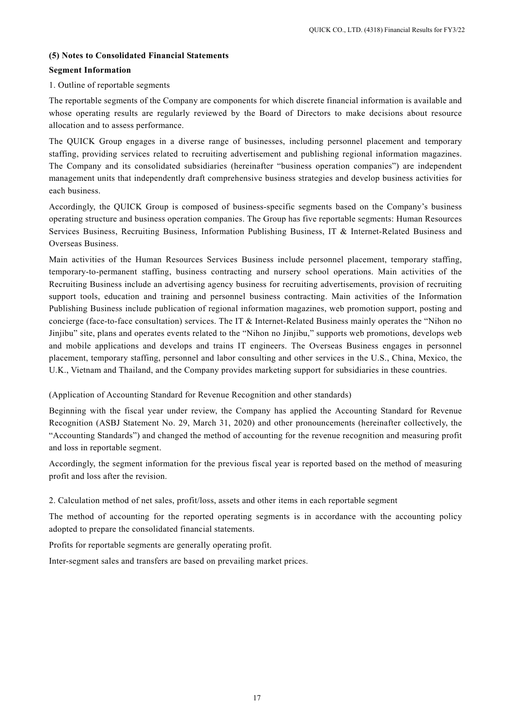**(5) Notes to Consolidated Financial Statements**

**Segment Information**

1. Outline of reportable segments

The reportable segments of the Company are components for which discrete financial information is available and whose operating results are regularly reviewed by the Board of Directors to make decisions about resource allocation and to assess performance.

The QUICK Group engages in a diverse range of businesses, including personnel placement and temporary staffing, providing services related to recruiting advertisement and publishing regional information magazines. The Company and its consolidated subsidiaries (hereinafter "business operation companies") are independent management units that independently draft comprehensive business strategies and develop business activities for each business.

Accordingly, the QUICK Group is composed of business-specific segments based on the Company's business operating structure and business operation companies. The Group has five reportable segments: Human Resources Services Business, Recruiting Business, Information Publishing Business, IT & Internet-Related Business and Overseas Business.

Main activities of the Human Resources Services Business include personnel placement, temporary staffing, temporary-to-permanent staffing, business contracting and nursery school operations. Main activities of the Recruiting Business include an advertising agency business for recruiting advertisements, provision of recruiting support tools, education and training and personnel business contracting. Main activities of the Information Publishing Business include publication of regional information magazines, web promotion support, posting and concierge (face-to-face consultation) services. The IT & Internet-Related Business mainly operates the "Nihon no Jinjibu" site, plans and operates events related to the "Nihon no Jinjibu," supports web promotions, develops web and mobile applications and develops and trains IT engineers. The Overseas Business engages in personnel placement, temporary staffing, personnel and labor consulting and other services in the U.S., China, Mexico, the U.K., Vietnam and Thailand, and the Company provides marketing support for subsidiaries in these countries.

(Application of Accounting Standard for Revenue Recognition and other standards)

Beginning with the fiscal year under review, the Company has applied the Accounting Standard for Revenue Recognition (ASBJ Statement No. 29, March 31, 2020) and other pronouncements (hereinafter collectively, the "Accounting Standards") and changed the method of accounting for the revenue recognition and measuring profit and loss in reportable segment.

Accordingly, the segment information for the previous fiscal year is reported based on the method of measuring profit and loss after the revision.

2. Calculation method of net sales, profit/loss, assets and other items in each reportable segment

The method of accounting for the reported operating segments is in accordance with the accounting policy adopted to prepare the consolidated financial statements.

Profits for reportable segments are generally operating profit.

Inter-segment sales and transfers are based on prevailing market prices.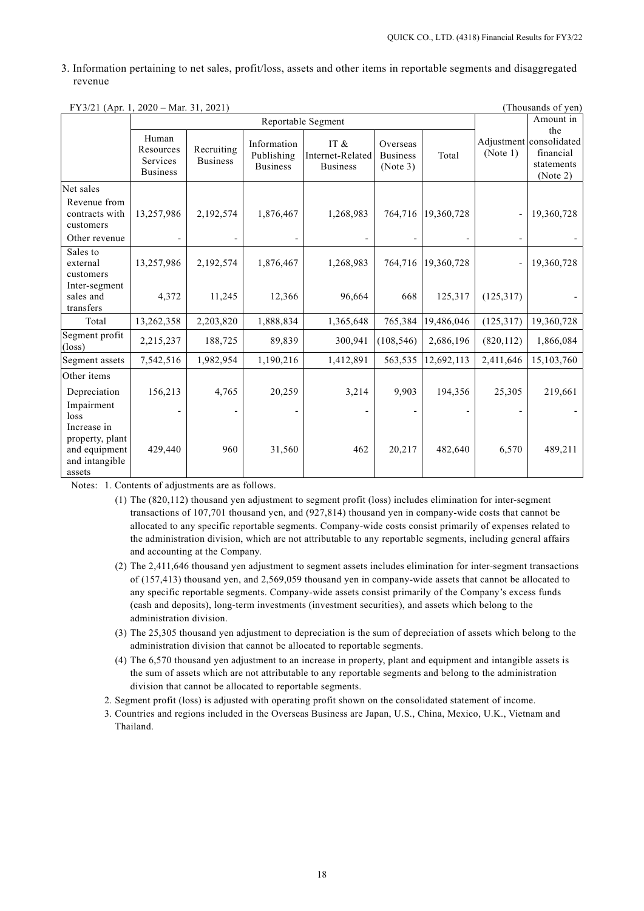3. Information pertaining to net sales, profit/loss, assets and other items in reportable segments and disaggregated revenue

FY3/21 (Apr. 1, 2020 – Mar. 31, 2021) (Thousands of yen)

| | Reportable Segment | | | | | | Adjustment (Note 1) | Amount in the consolidated financial statements (Note 2) |
|---|---|---|---|---|---|---|---|---|
| | Human Resources Services Business | Recruiting Business | Information Publishing Business | IT & Internet-Related Business | Overseas Business (Note 3) | Total | | |
| Net sales | | | | | | | | |
| Revenue from contracts with customers | 13,257,986 | 2,192,574 | 1,876,467 | 1,268,983 | 764,716 | 19,360,728 | - | 19,360,728 |
| Other revenue | - | - | - | - | - | - | - | - |
| Sales to external customers | 13,257,986 | 2,192,574 | 1,876,467 | 1,268,983 | 764,716 | 19,360,728 | - | 19,360,728 |
| Inter-segment sales and transfers | 4,372 | 11,245 | 12,366 | 96,664 | 668 | 125,317 | (125,317) | - |
| Total | 13,262,358 | 2,203,820 | 1,888,834 | 1,365,648 | 765,384 | 19,486,046 | (125,317) | 19,360,728 |
| Segment profit (loss) | 2,215,237 | 188,725 | 89,839 | 300,941 | (108,546) | 2,686,196 | (820,112) | 1,866,084 |
| Segment assets | 7,542,516 | 1,982,954 | 1,190,216 | 1,412,891 | 563,535 | 12,692,113 | 2,411,646 | 15,103,760 |
| Other items | | | | | | | | |
| Depreciation | 156,213 | 4,765 | 20,259 | 3,214 | 9,903 | 194,356 | 25,305 | 219,661 |
| Impairment loss | - | - | - | - | - | - | - | - |
| Increase in property, plant and equipment and intangible assets | 429,440 | 960 | 31,560 | 462 | 20,217 | 482,640 | 6,570 | 489,211 |

Notes: 1. Contents of adjustments are as follows.

(1) The (820,112) thousand yen adjustment to segment profit (loss) includes elimination for inter-segment transactions of 107,701 thousand yen, and (927,814) thousand yen in company-wide costs that cannot be allocated to any specific reportable segments. Company-wide costs consist primarily of expenses related to the administration division, which are not attributable to any reportable segments, including general affairs and accounting at the Company.

(2) The 2,411,646 thousand yen adjustment to segment assets includes elimination for inter-segment transactions of (157,413) thousand yen, and 2,569,059 thousand yen in company-wide assets that cannot be allocated to any specific reportable segments. Company-wide assets consist primarily of the Company's excess funds (cash and deposits), long-term investments (investment securities), and assets which belong to the administration division.

(3) The 25,305 thousand yen adjustment to depreciation is the sum of depreciation of assets which belong to the administration division that cannot be allocated to reportable segments.

(4) The 6,570 thousand yen adjustment to an increase in property, plant and equipment and intangible assets is the sum of assets which are not attributable to any reportable segments and belong to the administration division that cannot be allocated to reportable segments.

2. Segment profit (loss) is adjusted with operating profit shown on the consolidated statement of income.

3. Countries and regions included in the Overseas Business are Japan, U.S., China, Mexico, U.K., Vietnam and Thailand.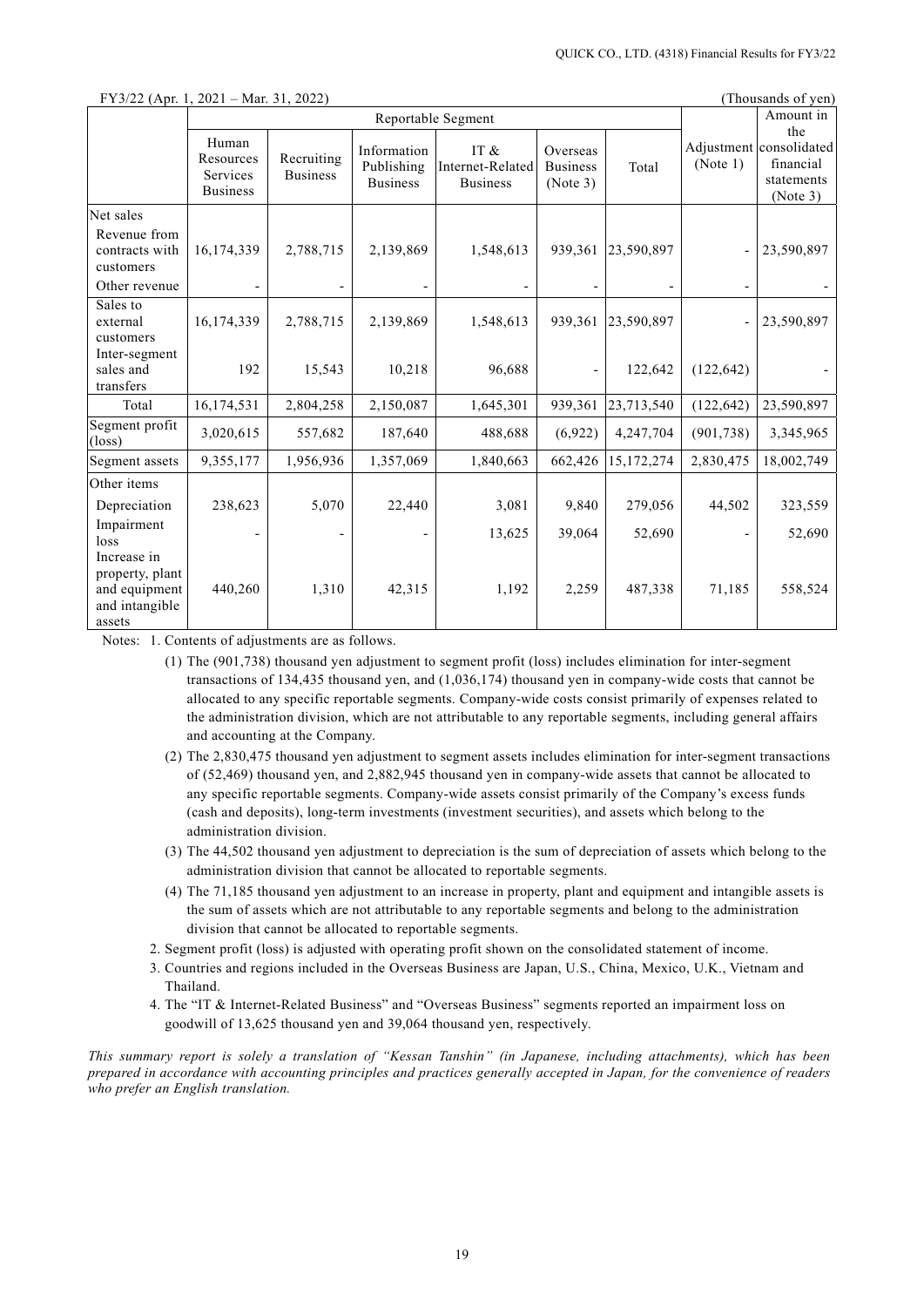FY3/22 (Apr. 1, 2021 – Mar. 31, 2022) (Thousands of yen)

| | Reportable Segment | | | | | | | Amount in the consolidated financial statements (Note 3) |
|---|---|---|---|---|---|---|---|---|
| | Human Resources Services Business | Recruiting Business | Information Publishing Business | IT & Internet-Related Business | Overseas Business (Note 3) | Total | Adjustment (Note 1) | |
| Net sales | | | | | | | | |
| Revenue from contracts with customers | 16,174,339 | 2,788,715 | 2,139,869 | 1,548,613 | 939,361 | 23,590,897 | - | 23,590,897 |
| Other revenue | - | - | - | - | - | - | - | - |
| Sales to external customers | 16,174,339 | 2,788,715 | 2,139,869 | 1,548,613 | 939,361 | 23,590,897 | - | 23,590,897 |
| Inter-segment sales and transfers | 192 | 15,543 | 10,218 | 96,688 | - | 122,642 | (122,642) | - |
| Total | 16,174,531 | 2,804,258 | 2,150,087 | 1,645,301 | 939,361 | 23,713,540 | (122,642) | 23,590,897 |
| Segment profit (loss) | 3,020,615 | 557,682 | 187,640 | 488,688 | (6,922) | 4,247,704 | (901,738) | 3,345,965 |
| Segment assets | 9,355,177 | 1,956,936 | 1,357,069 | 1,840,663 | 662,426 | 15,172,274 | 2,830,475 | 18,002,749 |
| Other items | | | | | | | | |
| Depreciation | 238,623 | 5,070 | 22,440 | 3,081 | 9,840 | 279,056 | 44,502 | 323,559 |
| Impairment loss | - | - | - | 13,625 | 39,064 | 52,690 | - | 52,690 |
| Increase in property, plant and equipment and intangible assets | 440,260 | 1,310 | 42,315 | 1,192 | 2,259 | 487,338 | 71,185 | 558,524 |

Notes: 1. Contents of adjustments are as follows.

(1) The (901,738) thousand yen adjustment to segment profit (loss) includes elimination for inter-segment transactions of 134,435 thousand yen, and (1,036,174) thousand yen in company-wide costs that cannot be allocated to any specific reportable segments. Company-wide costs consist primarily of expenses related to the administration division, which are not attributable to any reportable segments, including general affairs and accounting at the Company.

(2) The 2,830,475 thousand yen adjustment to segment assets includes elimination for inter-segment transactions of (52,469) thousand yen, and 2,882,945 thousand yen in company-wide assets that cannot be allocated to any specific reportable segments. Company-wide assets consist primarily of the Company's excess funds (cash and deposits), long-term investments (investment securities), and assets which belong to the administration division.

(3) The 44,502 thousand yen adjustment to depreciation is the sum of depreciation of assets which belong to the administration division that cannot be allocated to reportable segments.

(4) The 71,185 thousand yen adjustment to an increase in property, plant and equipment and intangible assets is the sum of assets which are not attributable to any reportable segments and belong to the administration division that cannot be allocated to reportable segments.

2. Segment profit (loss) is adjusted with operating profit shown on the consolidated statement of income.

3. Countries and regions included in the Overseas Business are Japan, U.S., China, Mexico, U.K., Vietnam and Thailand.

4. The "IT & Internet-Related Business" and "Overseas Business" segments reported an impairment loss on goodwill of 13,625 thousand yen and 39,064 thousand yen, respectively.

*This summary report is solely a translation of "Kessan Tanshin" (in Japanese, including attachments), which has been prepared in accordance with accounting principles and practices generally accepted in Japan, for the convenience of readers who prefer an English translation.*